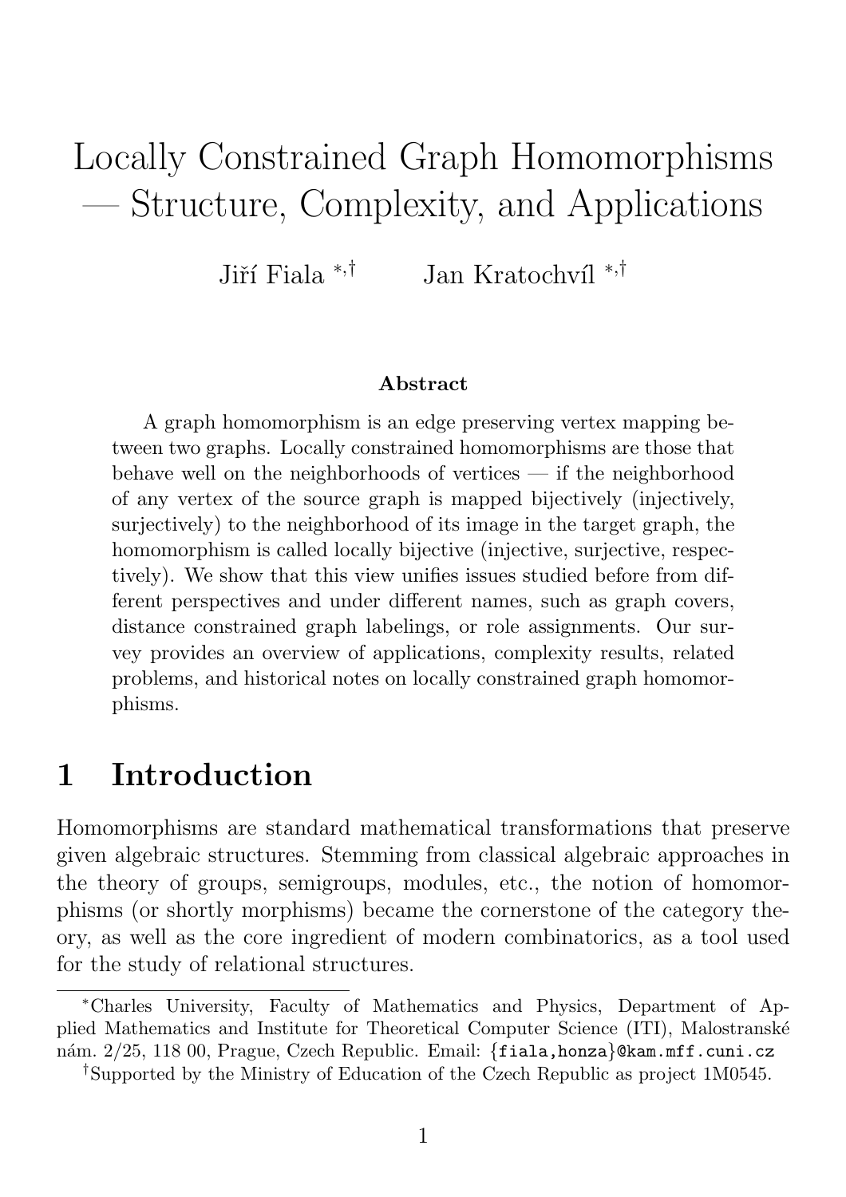# Locally Constrained Graph Homomorphisms — Structure, Complexity, and Applications

Jiří Fiala [*,†] Jan Kratochvíl [*,†]

**Abstract**

A graph homomorphism is an edge preserving vertex mapping between two graphs. Locally constrained homomorphisms are those that behave well on the neighborhoods of vertices — if the neighborhood of any vertex of the source graph is mapped bijectively (injectively, surjectively) to the neighborhood of its image in the target graph, the homomorphism is called locally bijective (injective, surjective, respectively). We show that this view unifies issues studied before from different perspectives and under different names, such as graph covers, distance constrained graph labelings, or role assignments. Our survey provides an overview of applications, complexity results, related problems, and historical notes on locally constrained graph homomorphisms.

## 1 Introduction

Homomorphisms are standard mathematical transformations that preserve given algebraic structures. Stemming from classical algebraic approaches in the theory of groups, semigroups, modules, etc., the notion of homomorphisms (or shortly morphisms) became the cornerstone of the category theory, as well as the core ingredient of modern combinatorics, as a tool used for the study of relational structures.

[*]Charles University, Faculty of Mathematics and Physics, Department of Applied Mathematics and Institute for Theoretical Computer Science (ITI), Malostranské nám. 2/25, 118 00, Prague, Czech Republic. Email: {fiala,honza}@kam.mff.cuni.cz

[†]Supported by the Ministry of Education of the Czech Republic as project 1M0545.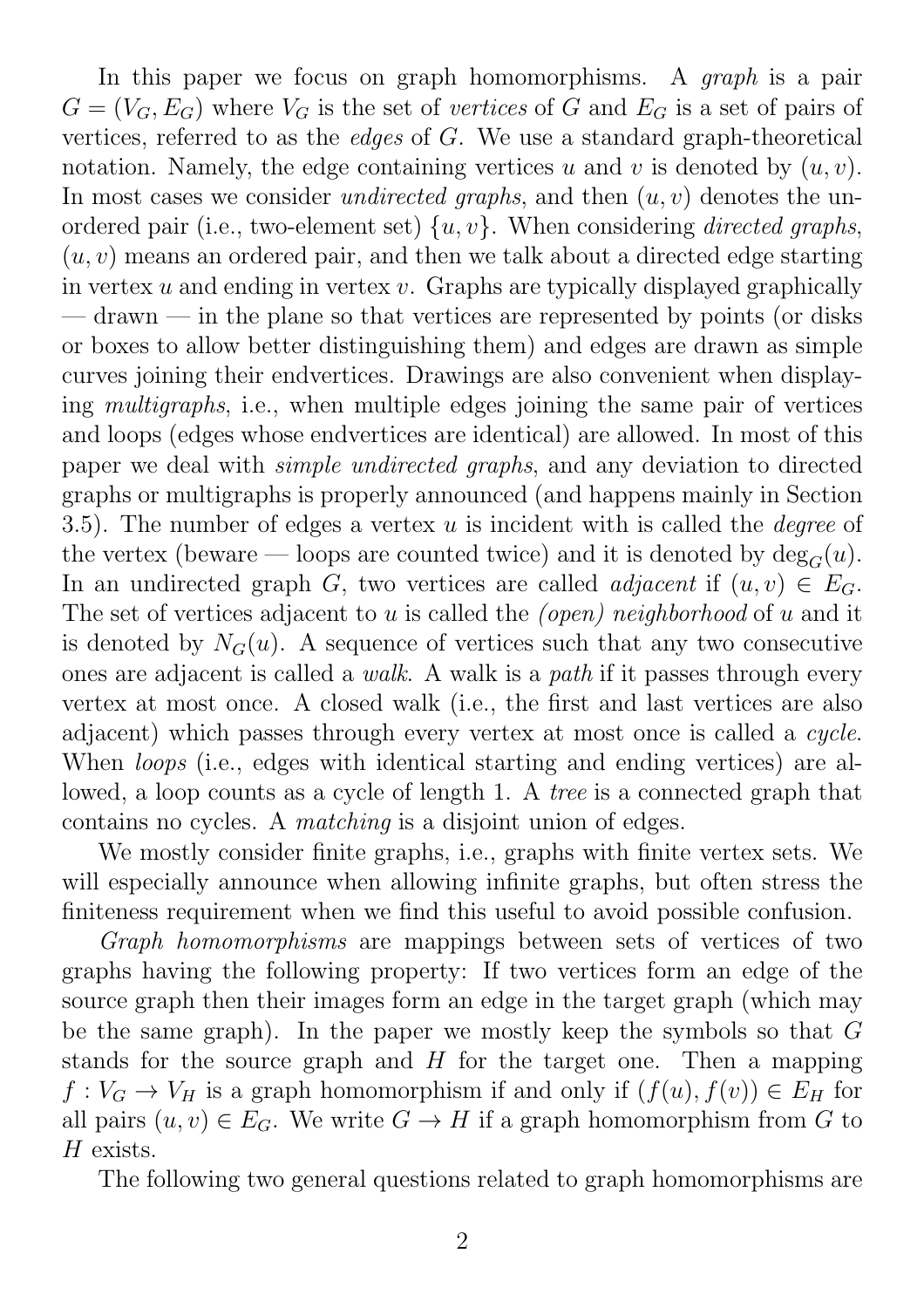In this paper we focus on graph homomorphisms. A *graph* is a pair $G = (V_G, E_G)$ where $V_G$ is the set of *vertices* of $G$ and $E_G$ is a set of pairs of vertices, referred to as the *edges* of $G$. We use a standard graph-theoretical notation. Namely, the edge containing vertices $u$ and $v$ is denoted by $(u, v)$. In most cases we consider *undirected graphs*, and then $(u, v)$ denotes the unordered pair (i.e., two-element set) $\{u, v\}$. When considering *directed graphs*, $(u, v)$ means an ordered pair, and then we talk about a directed edge starting in vertex $u$ and ending in vertex $v$. Graphs are typically displayed graphically — drawn — in the plane so that vertices are represented by points (or disks or boxes to allow better distinguishing them) and edges are drawn as simple curves joining their endvertices. Drawings are also convenient when displaying *multigraphs*, i.e., when multiple edges joining the same pair of vertices and loops (edges whose endvertices are identical) are allowed. In most of this paper we deal with *simple undirected graphs*, and any deviation to directed graphs or multigraphs is properly announced (and happens mainly in Section 3.5). The number of edges a vertex $u$ is incident with is called the *degree* of the vertex (beware — loops are counted twice) and it is denoted by $\deg_G(u)$. In an undirected graph $G$, two vertices are called *adjacent* if $(u, v) \in E_G$. The set of vertices adjacent to $u$ is called the *(open) neighborhood* of $u$ and it is denoted by $N_G(u)$. A sequence of vertices such that any two consecutive ones are adjacent is called a *walk*. A walk is a *path* if it passes through every vertex at most once. A closed walk (i.e., the first and last vertices are also adjacent) which passes through every vertex at most once is called a *cycle*. When *loops* (i.e., edges with identical starting and ending vertices) are allowed, a loop counts as a cycle of length 1. A *tree* is a connected graph that contains no cycles. A *matching* is a disjoint union of edges.

We mostly consider finite graphs, i.e., graphs with finite vertex sets. We will especially announce when allowing infinite graphs, but often stress the finiteness requirement when we find this useful to avoid possible confusion.

*Graph homomorphisms* are mappings between sets of vertices of two graphs having the following property: If two vertices form an edge of the source graph then their images form an edge in the target graph (which may be the same graph). In the paper we mostly keep the symbols so that $G$ stands for the source graph and $H$ for the target one. Then a mapping $f : V_G \to V_H$ is a graph homomorphism if and only if $(f(u), f(v)) \in E_H$ for all pairs $(u, v) \in E_G$. We write $G \to H$ if a graph homomorphism from $G$ to $H$ exists.

The following two general questions related to graph homomorphisms are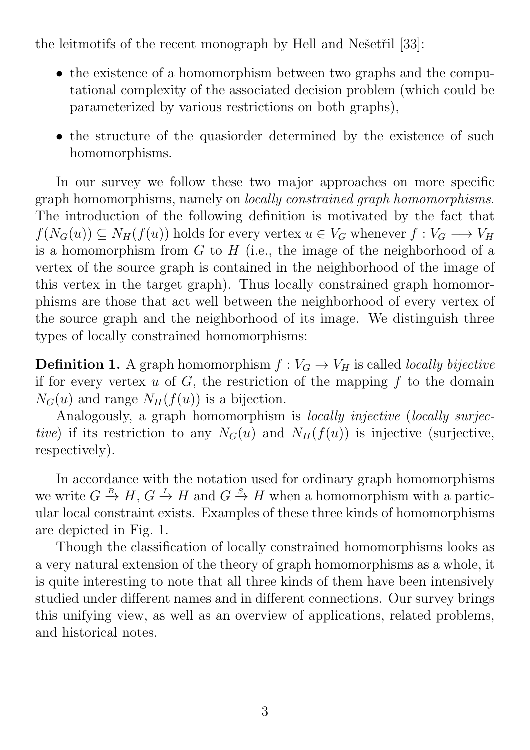the leitmotifs of the recent monograph by Hell and Nešetřil [33]:

- the existence of a homomorphism between two graphs and the computational complexity of the associated decision problem (which could be parameterized by various restrictions on both graphs),
- the structure of the quasiorder determined by the existence of such homomorphisms.

In our survey we follow these two major approaches on more specific graph homomorphisms, namely on *locally constrained graph homomorphisms*. The introduction of the following definition is motivated by the fact that $f(N_G(u)) \subseteq N_H(f(u))$ holds for every vertex $u \in V_G$ whenever $f : V_G \longrightarrow V_H$ is a homomorphism from $G$ to $H$ (i.e., the image of the neighborhood of a vertex of the source graph is contained in the neighborhood of the image of this vertex in the target graph). Thus locally constrained graph homomorphisms are those that act well between the neighborhood of every vertex of the source graph and the neighborhood of its image. We distinguish three types of locally constrained homomorphisms:

**Definition 1.** A graph homomorphism $f : V_G \to V_H$ is called *locally bijective* if for every vertex $u$ of $G$, the restriction of the mapping $f$ to the domain $N_G(u)$ and range $N_H(f(u))$ is a bijection.

Analogously, a graph homomorphism is *locally injective* (*locally surjective*) if its restriction to any $N_G(u)$ and $N_H(f(u))$ is injective (surjective, respectively).

In accordance with the notation used for ordinary graph homomorphisms we write $G \xrightarrow{B} H$, $G \xrightarrow{I} H$ and $G \xrightarrow{S} H$ when a homomorphism with a particular local constraint exists. Examples of these three kinds of homomorphisms are depicted in Fig. 1.

Though the classification of locally constrained homomorphisms looks as a very natural extension of the theory of graph homomorphisms as a whole, it is quite interesting to note that all three kinds of them have been intensively studied under different names and in different connections. Our survey brings this unifying view, as well as an overview of applications, related problems, and historical notes.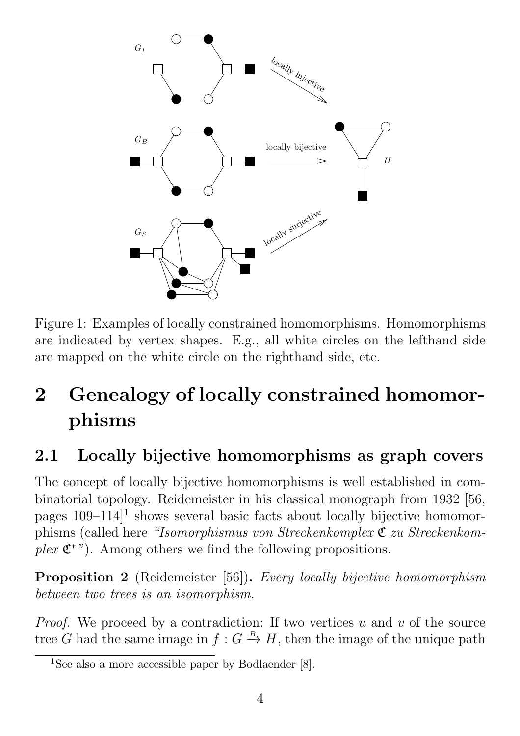Figure 1: Examples of locally constrained homomorphisms. Homomorphisms are indicated by vertex shapes. E.g., all white circles on the lefthand side are mapped on the white circle on the righthand side, etc.

# 2 Genealogy of locally constrained homomorphisms

## 2.1 Locally bijective homomorphisms as graph covers

The concept of locally bijective homomorphisms is well established in combinatorial topology. Reidemeister in his classical monograph from 1932 [56, pages 109–114][1] shows several basic facts about locally bijective homomorphisms (called here *"Isomorphismus von Streckenkomplex $\mathfrak{C}$ zu Streckenkomplex $\mathfrak{C}^*$"*). Among others we find the following propositions.

**Proposition 2** (Reidemeister [56])**.** *Every locally bijective homomorphism between two trees is an isomorphism.*

*Proof.* We proceed by a contradiction: If two vertices $u$ and $v$ of the source tree $G$ had the same image in $f : G \xrightarrow{B} H$, then the image of the unique path

[1] See also a more accessible paper by Bodlaender [8].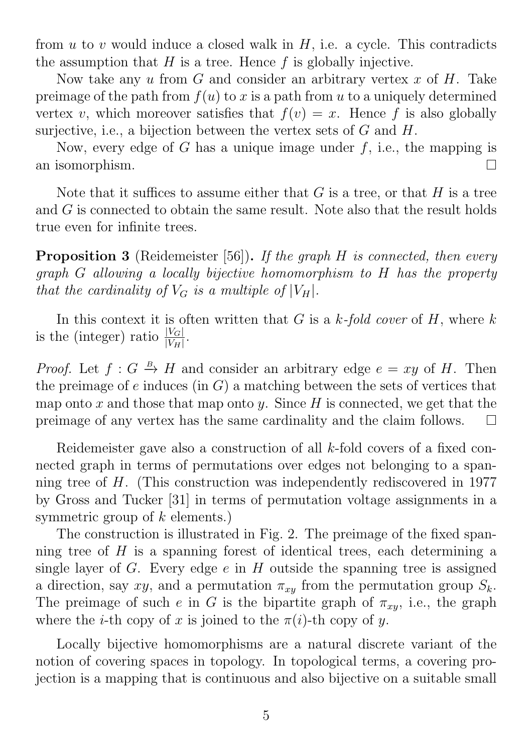from $u$ to $v$ would induce a closed walk in $H$, i.e. a cycle. This contradicts the assumption that $H$ is a tree. Hence $f$ is globally injective.

Now take any $u$ from $G$ and consider an arbitrary vertex $x$ of $H$. Take preimage of the path from $f(u)$ to $x$ is a path from $u$ to a uniquely determined vertex $v$, which moreover satisfies that $f(v) = x$. Hence $f$ is also globally surjective, i.e., a bijection between the vertex sets of $G$ and $H$.

Now, every edge of $G$ has a unique image under $f$, i.e., the mapping is an isomorphism. $\square$

Note that it suffices to assume either that $G$ is a tree, or that $H$ is a tree and $G$ is connected to obtain the same result. Note also that the result holds true even for infinite trees.

**Proposition 3** (Reidemeister [56])**.** *If the graph $H$ is connected, then every graph $G$ allowing a locally bijective homomorphism to $H$ has the property that the cardinality of $V_G$ is a multiple of $|V_H|$.*

In this context it is often written that $G$ is a *$k$-fold cover* of $H$, where $k$ is the (integer) ratio $\frac{|V_G|}{|V_H|}$.

*Proof.* Let $f : G \xrightarrow{B} H$ and consider an arbitrary edge $e = xy$ of $H$. Then the preimage of $e$ induces (in $G$) a matching between the sets of vertices that map onto $x$ and those that map onto $y$. Since $H$ is connected, we get that the preimage of any vertex has the same cardinality and the claim follows. $\square$

Reidemeister gave also a construction of all $k$-fold covers of a fixed connected graph in terms of permutations over edges not belonging to a spanning tree of $H$. (This construction was independently rediscovered in 1977 by Gross and Tucker [31] in terms of permutation voltage assignments in a symmetric group of $k$ elements.)

The construction is illustrated in Fig. 2. The preimage of the fixed spanning tree of $H$ is a spanning forest of identical trees, each determining a single layer of $G$. Every edge $e$ in $H$ outside the spanning tree is assigned a direction, say $xy$, and a permutation $\pi_{xy}$ from the permutation group $S_k$. The preimage of such $e$ in $G$ is the bipartite graph of $\pi_{xy}$, i.e., the graph where the $i$-th copy of $x$ is joined to the $\pi(i)$-th copy of $y$.

Locally bijective homomorphisms are a natural discrete variant of the notion of covering spaces in topology. In topological terms, a covering projection is a mapping that is continuous and also bijective on a suitable small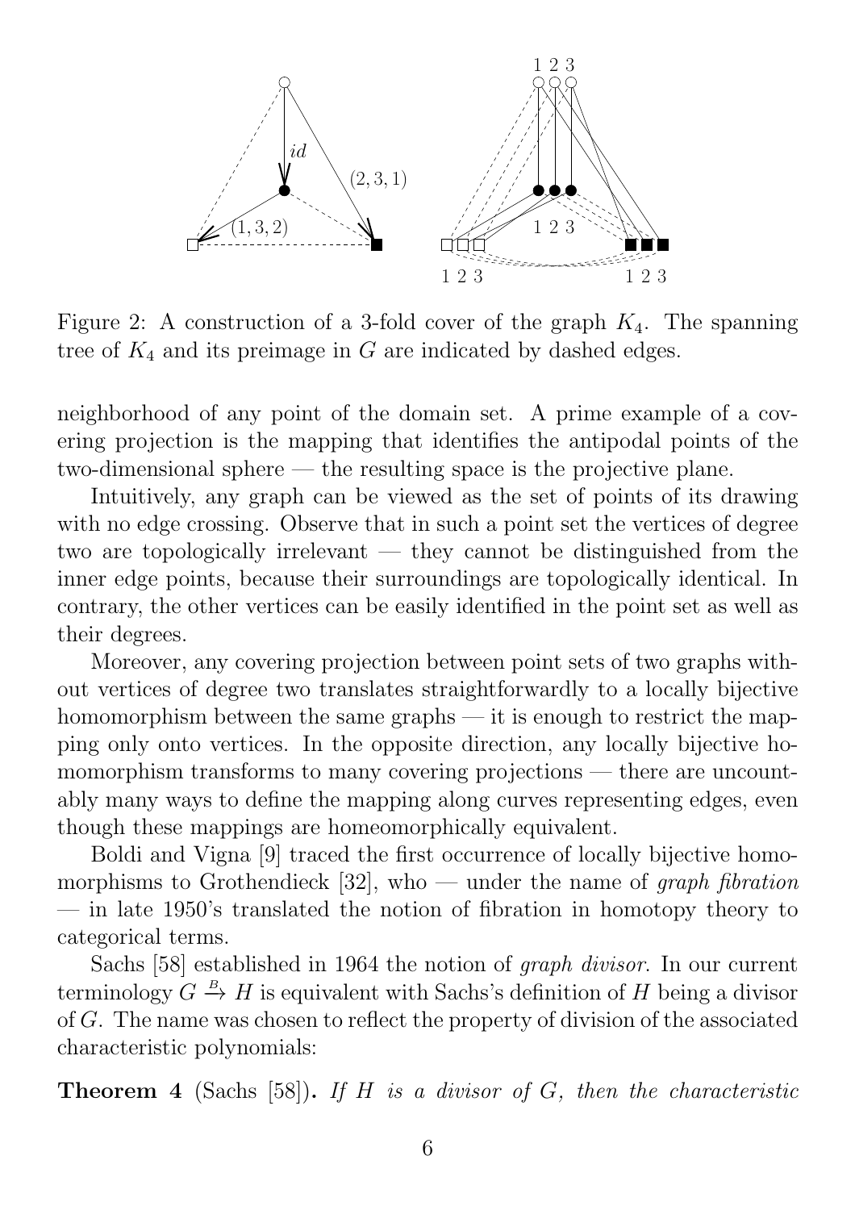Figure 2: A construction of a 3-fold cover of the graph $K_4$. The spanning tree of $K_4$ and its preimage in $G$ are indicated by dashed edges.

neighborhood of any point of the domain set. A prime example of a covering projection is the mapping that identifies the antipodal points of the two-dimensional sphere — the resulting space is the projective plane.

Intuitively, any graph can be viewed as the set of points of its drawing with no edge crossing. Observe that in such a point set the vertices of degree two are topologically irrelevant — they cannot be distinguished from the inner edge points, because their surroundings are topologically identical. In contrary, the other vertices can be easily identified in the point set as well as their degrees.

Moreover, any covering projection between point sets of two graphs without vertices of degree two translates straightforwardly to a locally bijective homomorphism between the same graphs — it is enough to restrict the mapping only onto vertices. In the opposite direction, any locally bijective homomorphism transforms to many covering projections — there are uncountably many ways to define the mapping along curves representing edges, even though these mappings are homeomorphically equivalent.

Boldi and Vigna [9] traced the first occurrence of locally bijective homomorphisms to Grothendieck [32], who — under the name of *graph fibration* — in late 1950's translated the notion of fibration in homotopy theory to categorical terms.

Sachs [58] established in 1964 the notion of *graph divisor*. In our current terminology $G \xrightarrow{B} H$ is equivalent with Sachs's definition of $H$ being a divisor of $G$. The name was chosen to reflect the property of division of the associated characteristic polynomials:

**Theorem 4** (Sachs [58])**.** *If $H$ is a divisor of $G$, then the characteristic*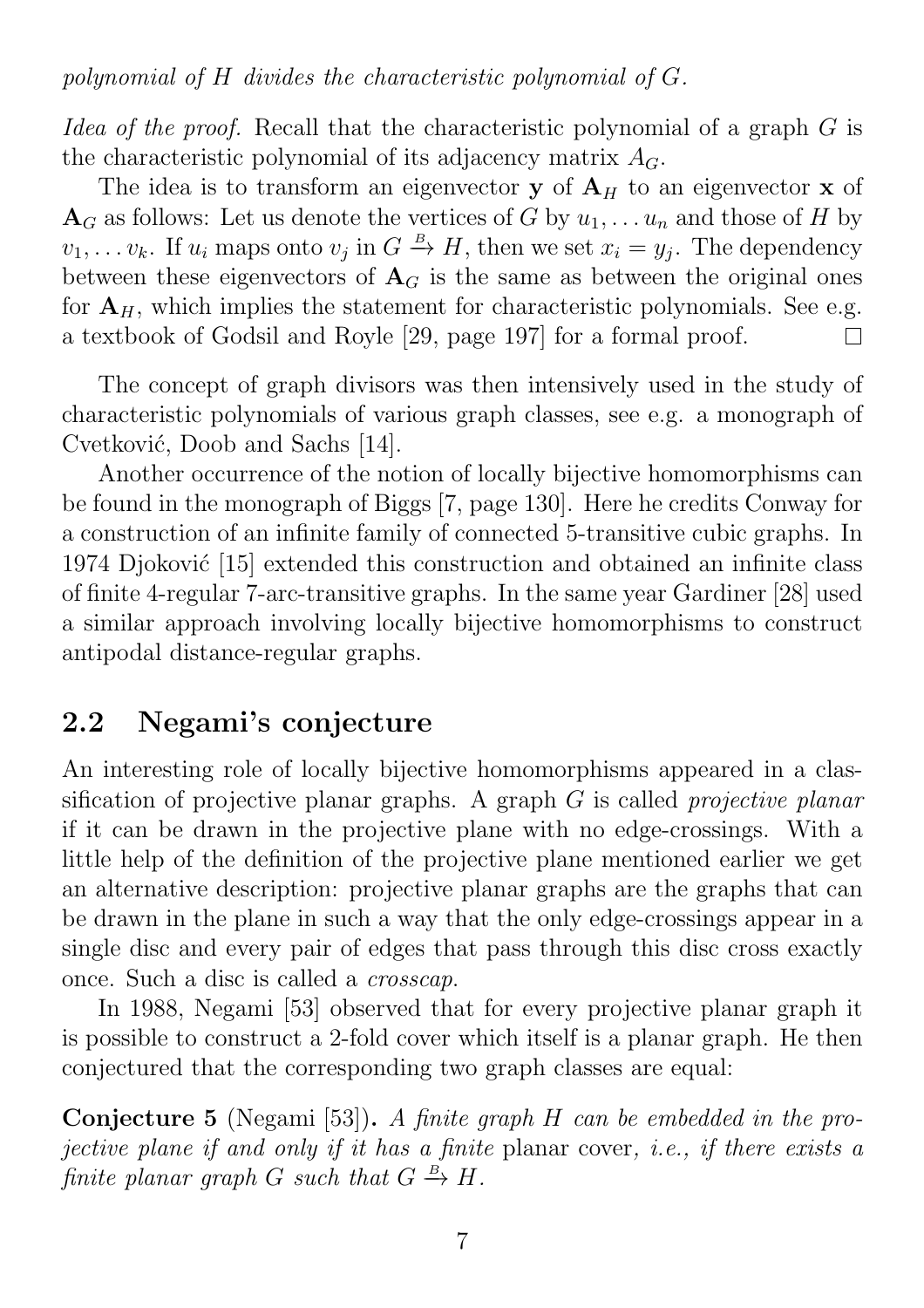*polynomial of $H$ divides the characteristic polynomial of $G$.*

*Idea of the proof.* Recall that the characteristic polynomial of a graph $G$ is the characteristic polynomial of its adjacency matrix $A_G$.

The idea is to transform an eigenvector $\mathbf{y}$ of $\mathbf{A}_H$ to an eigenvector $\mathbf{x}$ of $\mathbf{A}_G$ as follows: Let us denote the vertices of $G$ by $u_1, \dots u_n$ and those of $H$ by $v_1, \dots v_k$. If $u_i$ maps onto $v_j$ in $G \xrightarrow{B} H$, then we set $x_i = y_j$. The dependency between these eigenvectors of $\mathbf{A}_G$ is the same as between the original ones for $\mathbf{A}_H$, which implies the statement for characteristic polynomials. See e.g. a textbook of Godsil and Royle [29, page 197] for a formal proof. □

The concept of graph divisors was then intensively used in the study of characteristic polynomials of various graph classes, see e.g. a monograph of Cvetković, Doob and Sachs [14].

Another occurrence of the notion of locally bijective homomorphisms can be found in the monograph of Biggs [7, page 130]. Here he credits Conway for a construction of an infinite family of connected 5-transitive cubic graphs. In 1974 Djoković [15] extended this construction and obtained an infinite class of finite 4-regular 7-arc-transitive graphs. In the same year Gardiner [28] used a similar approach involving locally bijective homomorphisms to construct antipodal distance-regular graphs.

## 2.2 Negami's conjecture

An interesting role of locally bijective homomorphisms appeared in a classification of projective planar graphs. A graph $G$ is called *projective planar* if it can be drawn in the projective plane with no edge-crossings. With a little help of the definition of the projective plane mentioned earlier we get an alternative description: projective planar graphs are the graphs that can be drawn in the plane in such a way that the only edge-crossings appear in a single disc and every pair of edges that pass through this disc cross exactly once. Such a disc is called a *crosscap*.

In 1988, Negami [53] observed that for every projective planar graph it is possible to construct a 2-fold cover which itself is a planar graph. He then conjectured that the corresponding two graph classes are equal:

**Conjecture 5** (Negami [53])**.** *A finite graph $H$ can be embedded in the projective plane if and only if it has a finite* planar cover*, i.e., if there exists a finite planar graph $G$ such that $G \xrightarrow{B} H$.*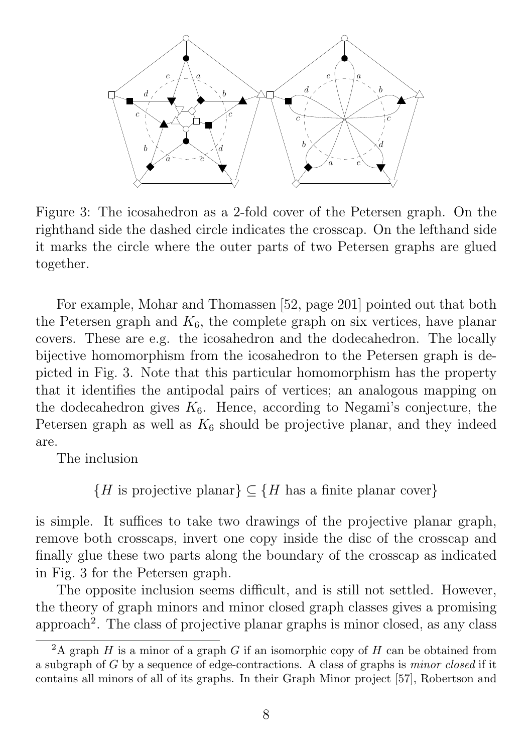Figure 3: The icosahedron as a 2-fold cover of the Petersen graph. On the righthand side the dashed circle indicates the crosscap. On the lefthand side it marks the circle where the outer parts of two Petersen graphs are glued together.

For example, Mohar and Thomassen [52, page 201] pointed out that both the Petersen graph and $K_6$, the complete graph on six vertices, have planar covers. These are e.g. the icosahedron and the dodecahedron. The locally bijective homomorphism from the icosahedron to the Petersen graph is depicted in Fig. 3. Note that this particular homomorphism has the property that it identifies the antipodal pairs of vertices; an analogous mapping on the dodecahedron gives $K_6$. Hence, according to Negami's conjecture, the Petersen graph as well as $K_6$ should be projective planar, and they indeed are.

The inclusion

$$\{H \text{ is projective planar}\} \subseteq \{H \text{ has a finite planar cover}\}$$

is simple. It suffices to take two drawings of the projective planar graph, remove both crosscaps, invert one copy inside the disc of the crosscap and finally glue these two parts along the boundary of the crosscap as indicated in Fig. 3 for the Petersen graph.

The opposite inclusion seems difficult, and is still not settled. However, the theory of graph minors and minor closed graph classes gives a promising approach[2]. The class of projective planar graphs is minor closed, as any class

[2] A graph $H$ is a minor of a graph $G$ if an isomorphic copy of $H$ can be obtained from a subgraph of $G$ by a sequence of edge-contractions. A class of graphs is *minor closed* if it contains all minors of all of its graphs. In their Graph Minor project [57], Robertson and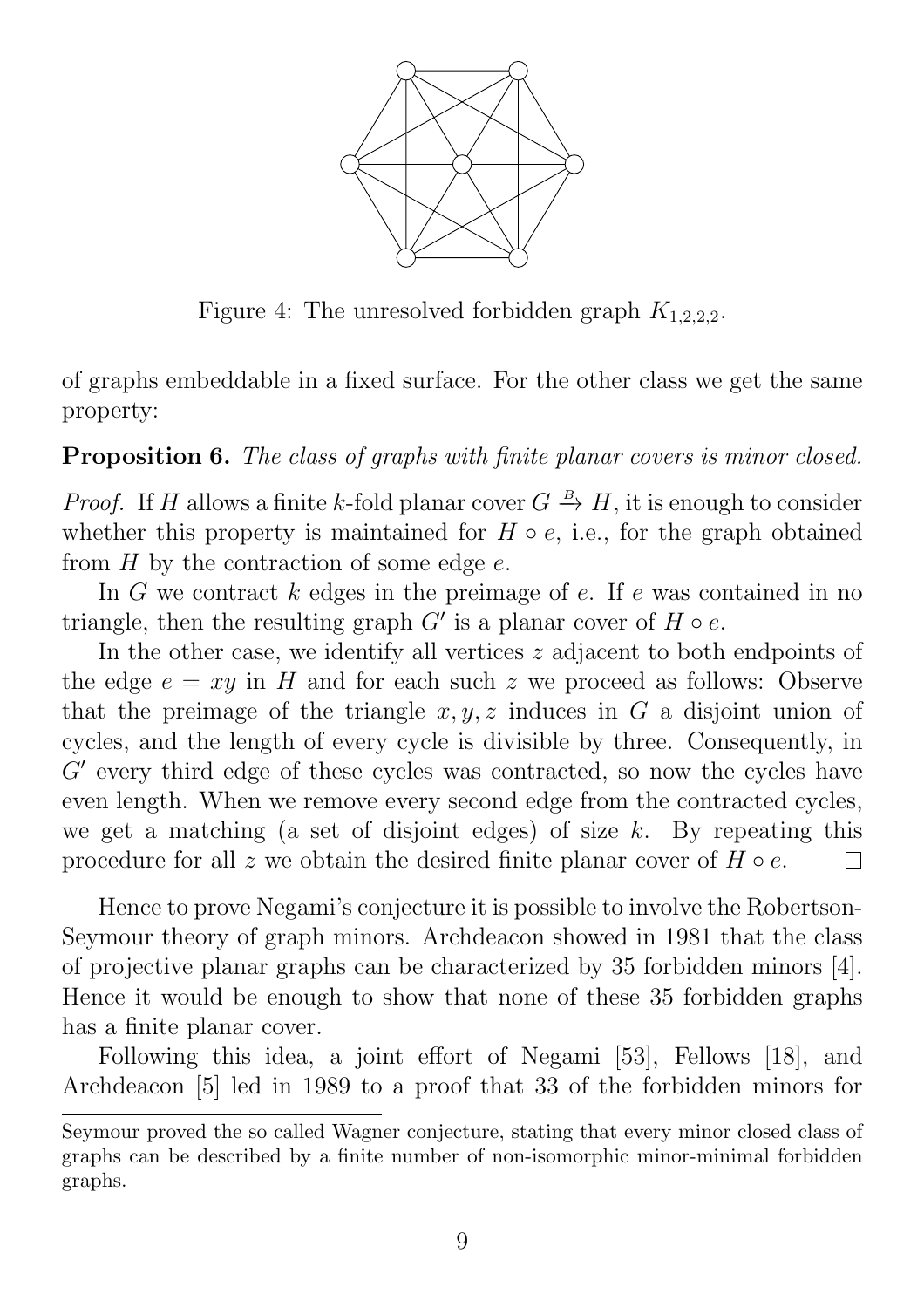Figure 4: The unresolved forbidden graph $K_{1,2,2,2}$.

of graphs embeddable in a fixed surface. For the other class we get the same property:

**Proposition 6.** *The class of graphs with finite planar covers is minor closed.*

*Proof.* If $H$ allows a finite $k$-fold planar cover $G \xrightarrow{B} H$, it is enough to consider whether this property is maintained for $H \circ e$, i.e., for the graph obtained from $H$ by the contraction of some edge $e$.

In $G$ we contract $k$ edges in the preimage of $e$. If $e$ was contained in no triangle, then the resulting graph $G'$ is a planar cover of $H \circ e$.

In the other case, we identify all vertices $z$ adjacent to both endpoints of the edge $e = xy$ in $H$ and for each such $z$ we proceed as follows: Observe that the preimage of the triangle $x, y, z$ induces in $G$ a disjoint union of cycles, and the length of every cycle is divisible by three. Consequently, in $G'$ every third edge of these cycles was contracted, so now the cycles have even length. When we remove every second edge from the contracted cycles, we get a matching (a set of disjoint edges) of size $k$. By repeating this procedure for all $z$ we obtain the desired finite planar cover of $H \circ e$. $\square$

Hence to prove Negami's conjecture it is possible to involve the Robertson-Seymour theory of graph minors. Archdeacon showed in 1981 that the class of projective planar graphs can be characterized by 35 forbidden minors [4]. Hence it would be enough to show that none of these 35 forbidden graphs has a finite planar cover.

Following this idea, a joint effort of Negami [53], Fellows [18], and Archdeacon [5] led in 1989 to a proof that 33 of the forbidden minors for

Seymour proved the so called Wagner conjecture, stating that every minor closed class of graphs can be described by a finite number of non-isomorphic minor-minimal forbidden graphs.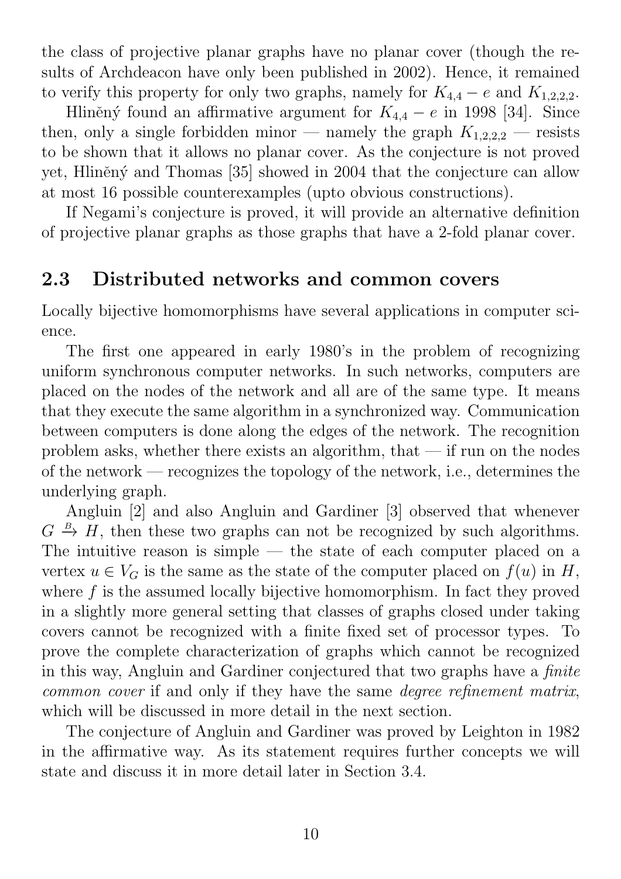the class of projective planar graphs have no planar cover (though the results of Archdeacon have only been published in 2002). Hence, it remained to verify this property for only two graphs, namely for $K_{4,4} - e$ and $K_{1,2,2,2}$.

Hliněný found an affirmative argument for $K_{4,4} - e$ in 1998 [34]. Since then, only a single forbidden minor — namely the graph $K_{1,2,2,2}$ — resists to be shown that it allows no planar cover. As the conjecture is not proved yet, Hliněný and Thomas [35] showed in 2004 that the conjecture can allow at most 16 possible counterexamples (upto obvious constructions).

If Negami's conjecture is proved, it will provide an alternative definition of projective planar graphs as those graphs that have a 2-fold planar cover.

## 2.3 Distributed networks and common covers

Locally bijective homomorphisms have several applications in computer science.

The first one appeared in early 1980's in the problem of recognizing uniform synchronous computer networks. In such networks, computers are placed on the nodes of the network and all are of the same type. It means that they execute the same algorithm in a synchronized way. Communication between computers is done along the edges of the network. The recognition problem asks, whether there exists an algorithm, that — if run on the nodes of the network — recognizes the topology of the network, i.e., determines the underlying graph.

Angluin [2] and also Angluin and Gardiner [3] observed that whenever $G \xrightarrow{B} H$, then these two graphs can not be recognized by such algorithms. The intuitive reason is simple — the state of each computer placed on a vertex $u \in V_G$ is the same as the state of the computer placed on $f(u)$ in $H$, where $f$ is the assumed locally bijective homomorphism. In fact they proved in a slightly more general setting that classes of graphs closed under taking covers cannot be recognized with a finite fixed set of processor types. To prove the complete characterization of graphs which cannot be recognized in this way, Angluin and Gardiner conjectured that two graphs have a *finite common cover* if and only if they have the same *degree refinement matrix*, which will be discussed in more detail in the next section.

The conjecture of Angluin and Gardiner was proved by Leighton in 1982 in the affirmative way. As its statement requires further concepts we will state and discuss it in more detail later in Section 3.4.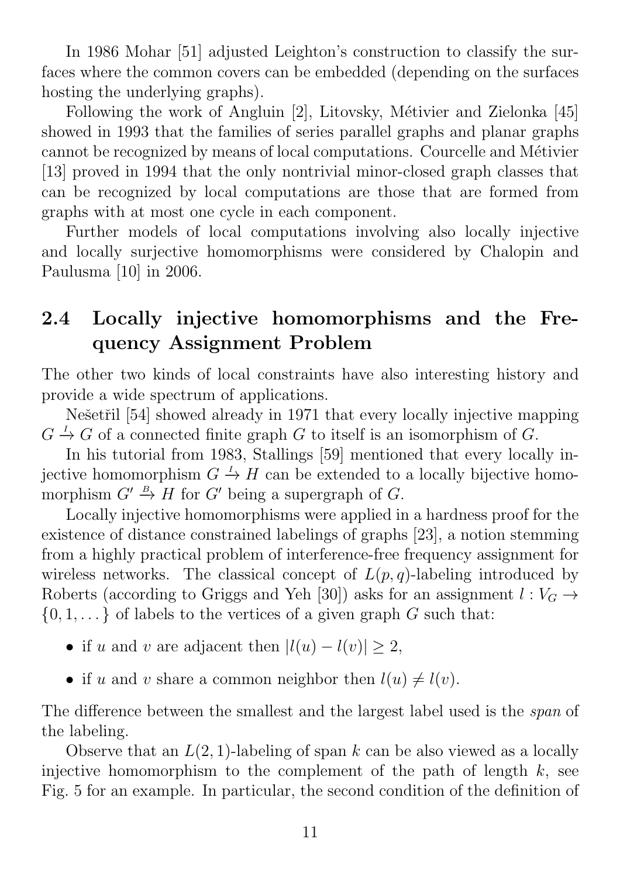In 1986 Mohar [51] adjusted Leighton's construction to classify the surfaces where the common covers can be embedded (depending on the surfaces hosting the underlying graphs).

Following the work of Angluin [2], Litovsky, Métivier and Zielonka [45] showed in 1993 that the families of series parallel graphs and planar graphs cannot be recognized by means of local computations. Courcelle and Métivier [13] proved in 1994 that the only nontrivial minor-closed graph classes that can be recognized by local computations are those that are formed from graphs with at most one cycle in each component.

Further models of local computations involving also locally injective and locally surjective homomorphisms were considered by Chalopin and Paulusma [10] in 2006.

## 2.4 Locally injective homomorphisms and the Frequency Assignment Problem

The other two kinds of local constraints have also interesting history and provide a wide spectrum of applications.

Nešetřil [54] showed already in 1971 that every locally injective mapping $G \xrightarrow{I} G$ of a connected finite graph $G$ to itself is an isomorphism of $G$.

In his tutorial from 1983, Stallings [59] mentioned that every locally injective homomorphism $G \xrightarrow{I} H$ can be extended to a locally bijective homomorphism $G' \xrightarrow{B} H$ for $G'$ being a supergraph of $G$.

Locally injective homomorphisms were applied in a hardness proof for the existence of distance constrained labelings of graphs [23], a notion stemming from a highly practical problem of interference-free frequency assignment for wireless networks. The classical concept of $L(p, q)$-labeling introduced by Roberts (according to Griggs and Yeh [30]) asks for an assignment $l : V_G \to \{0, 1, \dots\}$ of labels to the vertices of a given graph $G$ such that:

- if $u$ and $v$ are adjacent then $|l(u) - l(v)| \geq 2$,
- if $u$ and $v$ share a common neighbor then $l(u) \neq l(v)$.

The difference between the smallest and the largest label used is the *span* of the labeling.

Observe that an $L(2, 1)$-labeling of span $k$ can be also viewed as a locally injective homomorphism to the complement of the path of length $k$, see Fig. 5 for an example. In particular, the second condition of the definition of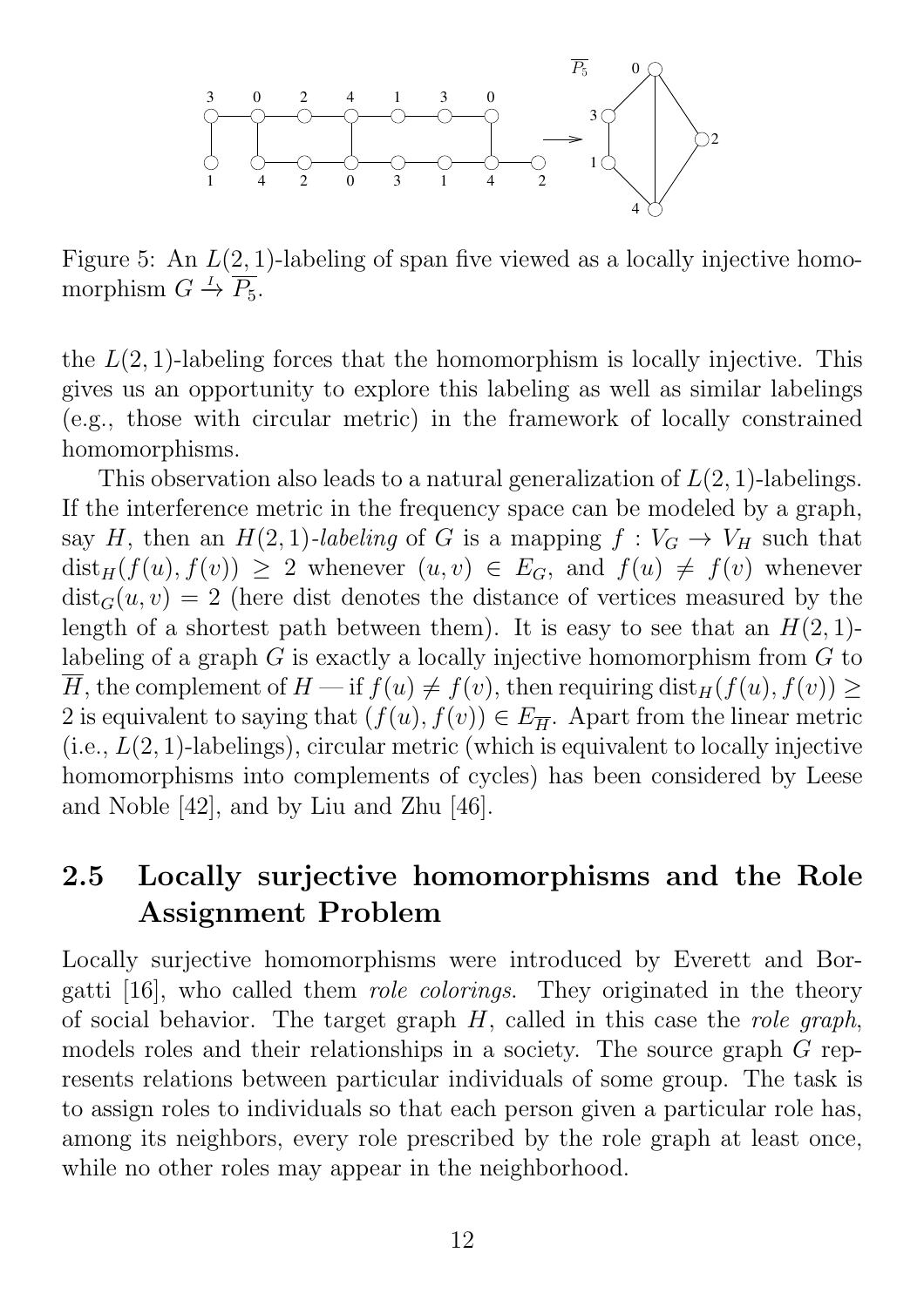Figure 5: An $L(2,1)$-labeling of span five viewed as a locally injective homomorphism $G \xrightarrow{I} \overline{P_5}$.

the $L(2,1)$-labeling forces that the homomorphism is locally injective. This gives us an opportunity to explore this labeling as well as similar labelings (e.g., those with circular metric) in the framework of locally constrained homomorphisms.

This observation also leads to a natural generalization of $L(2,1)$-labelings. If the interference metric in the frequency space can be modeled by a graph, say $H$, then an $H(2,1)$*-labeling* of $G$ is a mapping $f : V_G \to V_H$ such that $\text{dist}_H(f(u), f(v)) \geq 2$ whenever $(u,v) \in E_G$, and $f(u) \neq f(v)$ whenever $\text{dist}_G(u,v) = 2$ (here dist denotes the distance of vertices measured by the length of a shortest path between them). It is easy to see that an $H(2,1)$-labeling of a graph $G$ is exactly a locally injective homomorphism from $G$ to $\overline{H}$, the complement of $H$ — if $f(u) \neq f(v)$, then requiring $\text{dist}_H(f(u), f(v)) \geq 2$ is equivalent to saying that $(f(u), f(v)) \in E_{\overline{H}}$. Apart from the linear metric (i.e., $L(2,1)$-labelings), circular metric (which is equivalent to locally injective homomorphisms into complements of cycles) has been considered by Leese and Noble [42], and by Liu and Zhu [46].

## 2.5 Locally surjective homomorphisms and the Role Assignment Problem

Locally surjective homomorphisms were introduced by Everett and Borgatti [16], who called them *role colorings*. They originated in the theory of social behavior. The target graph $H$, called in this case the *role graph*, models roles and their relationships in a society. The source graph $G$ represents relations between particular individuals of some group. The task is to assign roles to individuals so that each person given a particular role has, among its neighbors, every role prescribed by the role graph at least once, while no other roles may appear in the neighborhood.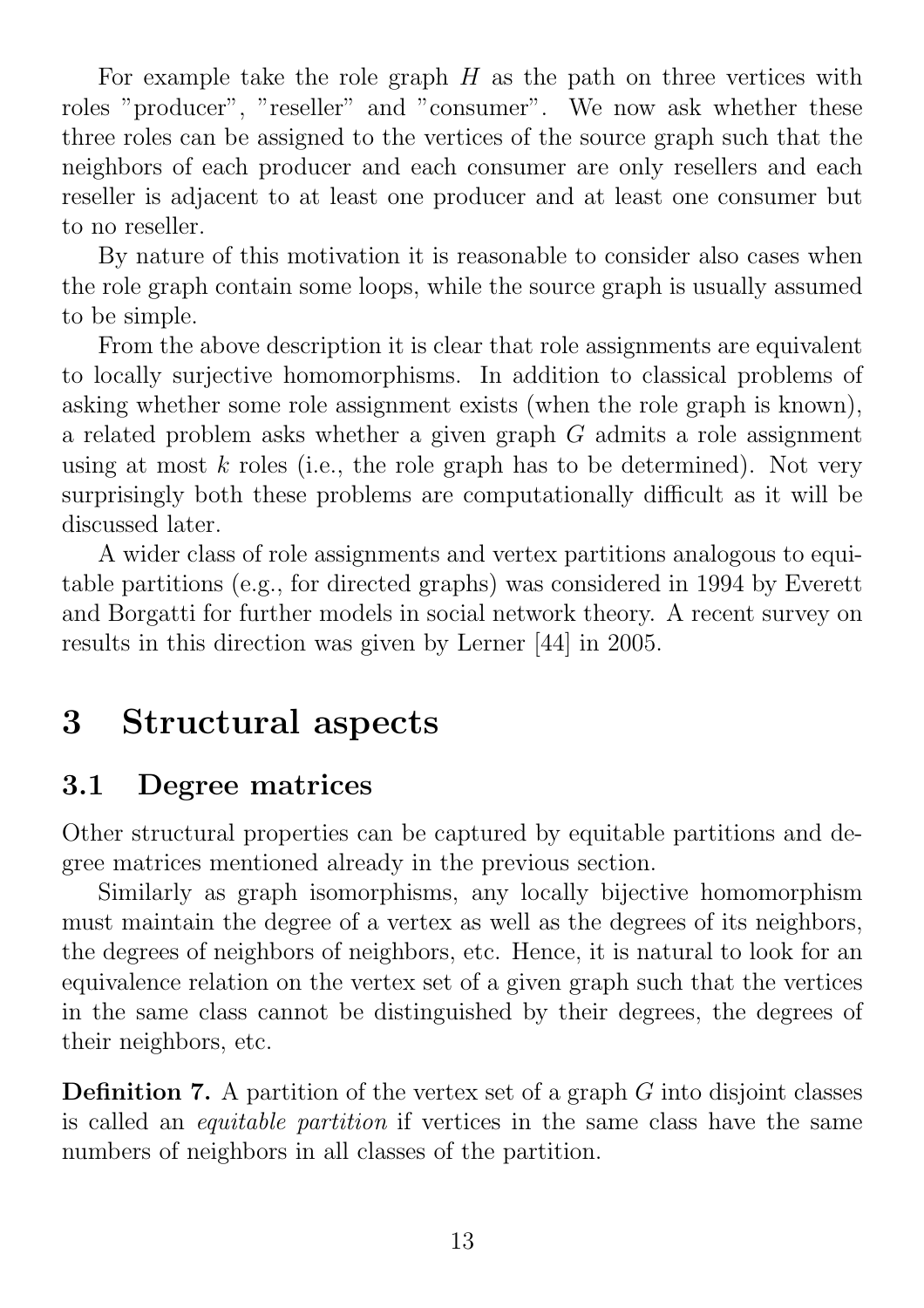For example take the role graph $H$ as the path on three vertices with roles "producer", "reseller" and "consumer". We now ask whether these three roles can be assigned to the vertices of the source graph such that the neighbors of each producer and each consumer are only resellers and each reseller is adjacent to at least one producer and at least one consumer but to no reseller.

By nature of this motivation it is reasonable to consider also cases when the role graph contain some loops, while the source graph is usually assumed to be simple.

From the above description it is clear that role assignments are equivalent to locally surjective homomorphisms. In addition to classical problems of asking whether some role assignment exists (when the role graph is known), a related problem asks whether a given graph $G$ admits a role assignment using at most $k$ roles (i.e., the role graph has to be determined). Not very surprisingly both these problems are computationally difficult as it will be discussed later.

A wider class of role assignments and vertex partitions analogous to equitable partitions (e.g., for directed graphs) was considered in 1994 by Everett and Borgatti for further models in social network theory. A recent survey on results in this direction was given by Lerner [44] in 2005.

# 3 Structural aspects

## 3.1 Degree matrices

Other structural properties can be captured by equitable partitions and degree matrices mentioned already in the previous section.

Similarly as graph isomorphisms, any locally bijective homomorphism must maintain the degree of a vertex as well as the degrees of its neighbors, the degrees of neighbors of neighbors, etc. Hence, it is natural to look for an equivalence relation on the vertex set of a given graph such that the vertices in the same class cannot be distinguished by their degrees, the degrees of their neighbors, etc.

**Definition 7.** A partition of the vertex set of a graph $G$ into disjoint classes is called an *equitable partition* if vertices in the same class have the same numbers of neighbors in all classes of the partition.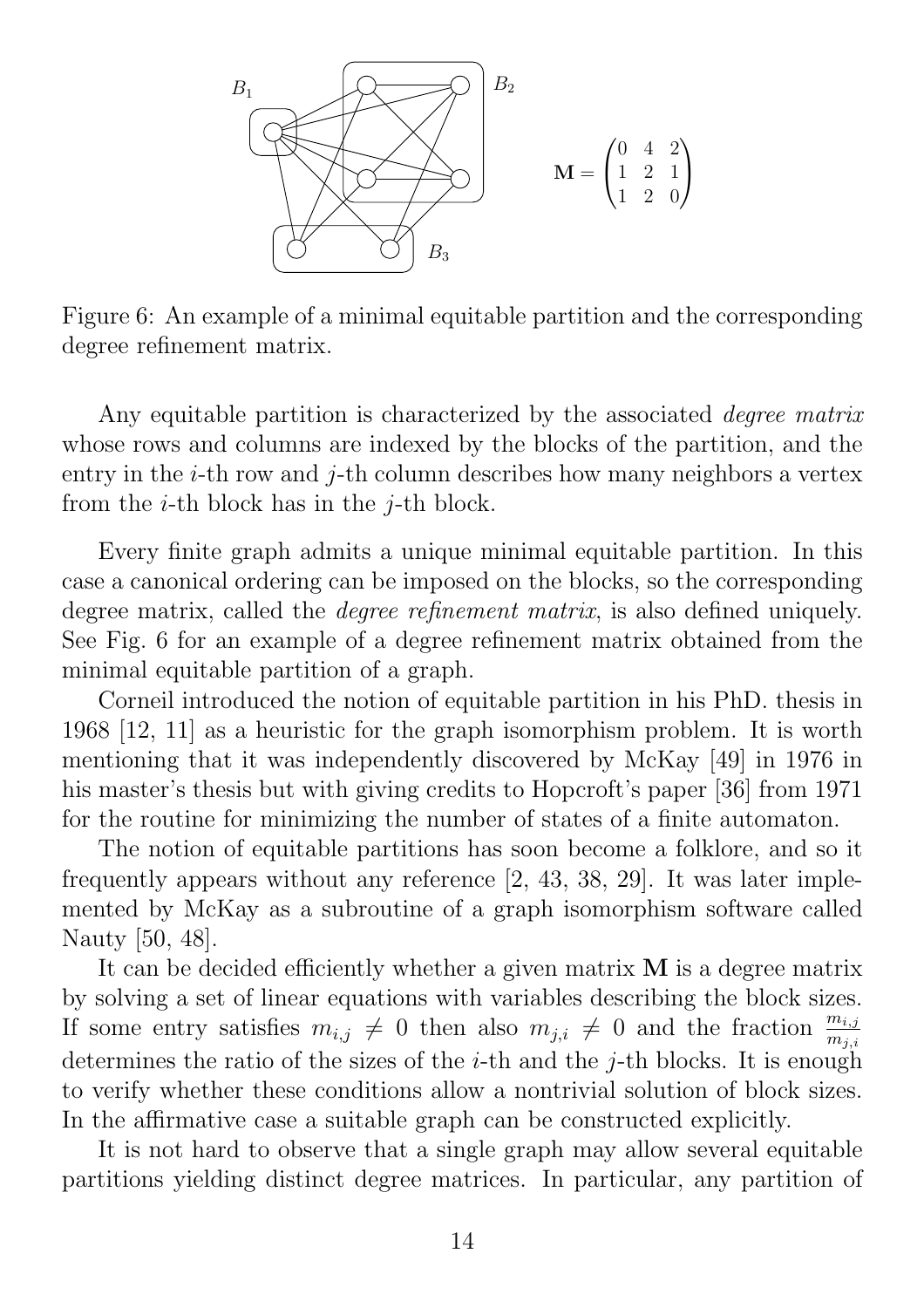$$\mathbf{M} = \begin{pmatrix} 0 & 4 & 2 \\ 1 & 2 & 1 \\ 1 & 2 & 0 \end{pmatrix}$$

Figure 6: An example of a minimal equitable partition and the corresponding degree refinement matrix.

Any equitable partition is characterized by the associated *degree matrix* whose rows and columns are indexed by the blocks of the partition, and the entry in the $i$-th row and $j$-th column describes how many neighbors a vertex from the $i$-th block has in the $j$-th block.

Every finite graph admits a unique minimal equitable partition. In this case a canonical ordering can be imposed on the blocks, so the corresponding degree matrix, called the *degree refinement matrix*, is also defined uniquely. See Fig. 6 for an example of a degree refinement matrix obtained from the minimal equitable partition of a graph.

Corneil introduced the notion of equitable partition in his PhD. thesis in 1968 [12, 11] as a heuristic for the graph isomorphism problem. It is worth mentioning that it was independently discovered by McKay [49] in 1976 in his master's thesis but with giving credits to Hopcroft's paper [36] from 1971 for the routine for minimizing the number of states of a finite automaton.

The notion of equitable partitions has soon become a folklore, and so it frequently appears without any reference [2, 43, 38, 29]. It was later implemented by McKay as a subroutine of a graph isomorphism software called Nauty [50, 48].

It can be decided efficiently whether a given matrix $\mathbf{M}$ is a degree matrix by solving a set of linear equations with variables describing the block sizes. If some entry satisfies $m_{i,j} \neq 0$ then also $m_{j,i} \neq 0$ and the fraction $\frac{m_{i,j}}{m_{j,i}}$ determines the ratio of the sizes of the $i$-th and the $j$-th blocks. It is enough to verify whether these conditions allow a nontrivial solution of block sizes. In the affirmative case a suitable graph can be constructed explicitly.

It is not hard to observe that a single graph may allow several equitable partitions yielding distinct degree matrices. In particular, any partition of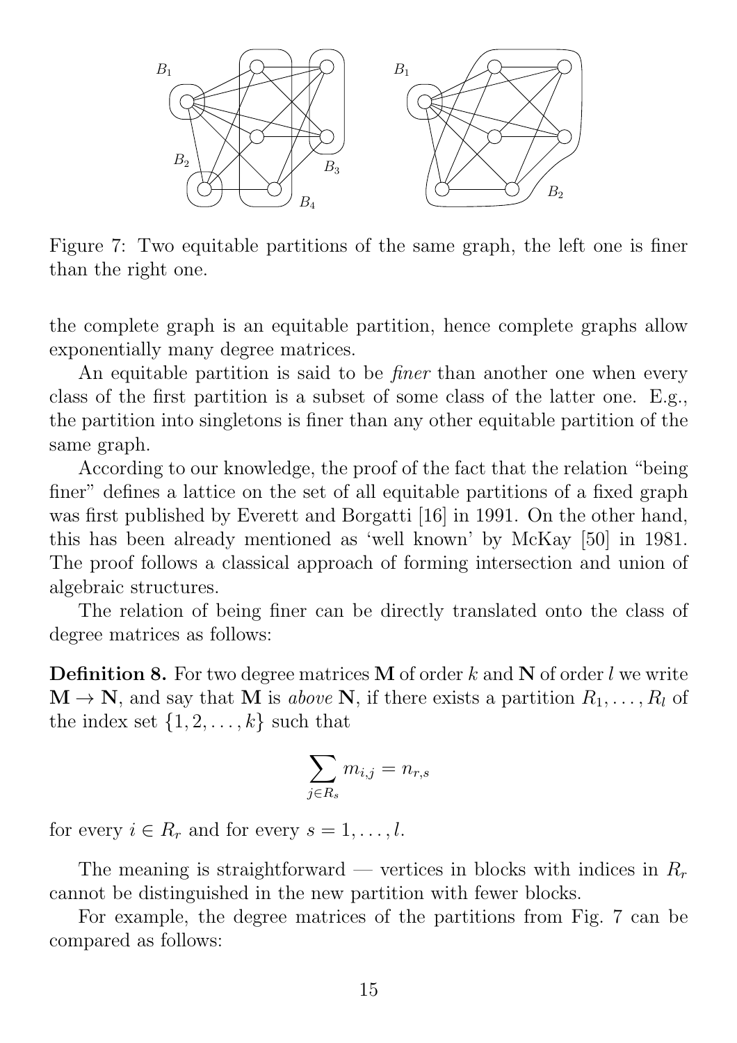Figure 7: Two equitable partitions of the same graph, the left one is finer than the right one.

the complete graph is an equitable partition, hence complete graphs allow exponentially many degree matrices.

An equitable partition is said to be *finer* than another one when every class of the first partition is a subset of some class of the latter one. E.g., the partition into singletons is finer than any other equitable partition of the same graph.

According to our knowledge, the proof of the fact that the relation "being finer" defines a lattice on the set of all equitable partitions of a fixed graph was first published by Everett and Borgatti [16] in 1991. On the other hand, this has been already mentioned as 'well known' by McKay [50] in 1981. The proof follows a classical approach of forming intersection and union of algebraic structures.

The relation of being finer can be directly translated onto the class of degree matrices as follows:

**Definition 8.** For two degree matrices $\mathbf{M}$ of order $k$ and $\mathbf{N}$ of order $l$ we write $\mathbf{M} \to \mathbf{N}$, and say that $\mathbf{M}$ is *above* $\mathbf{N}$, if there exists a partition $R_1, \ldots, R_l$ of the index set $\{1, 2, \ldots, k\}$ such that

$$\sum_{j \in R_s} m_{i,j} = n_{r,s}$$

for every $i \in R_r$ and for every $s = 1, \ldots, l$.

The meaning is straightforward — vertices in blocks with indices in $R_r$ cannot be distinguished in the new partition with fewer blocks.

For example, the degree matrices of the partitions from Fig. 7 can be compared as follows: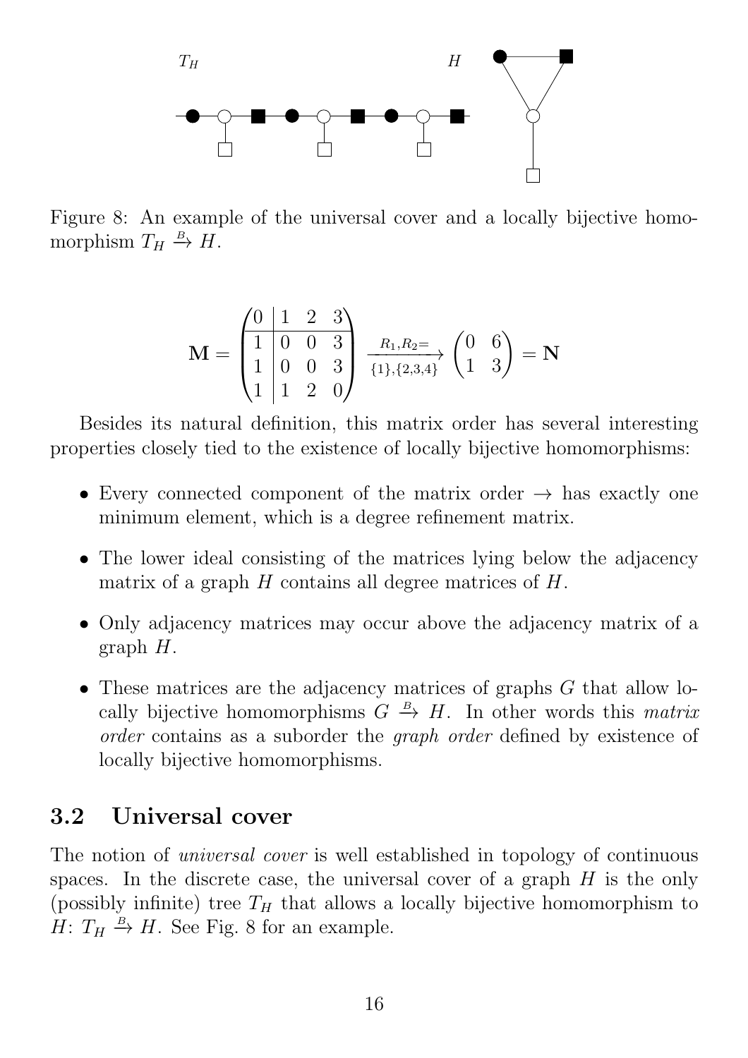Figure 8: An example of the universal cover and a locally bijective homomorphism $T_H \xrightarrow{B} H$.

$$\mathbf{M} = \begin{pmatrix} 0 & 1 & 2 & 3 \\ 1 & 0 & 0 & 3 \\ 1 & 0 & 0 & 3 \\ 1 & 1 & 2 & 0 \end{pmatrix} \xrightarrow[\{1\},\{2,3,4\}]{R_1,R_2=} \begin{pmatrix} 0 & 6 \\ 1 & 3 \end{pmatrix} = \mathbf{N}$$

Besides its natural definition, this matrix order has several interesting properties closely tied to the existence of locally bijective homomorphisms:

- Every connected component of the matrix order $\to$ has exactly one minimum element, which is a degree refinement matrix.
- The lower ideal consisting of the matrices lying below the adjacency matrix of a graph $H$ contains all degree matrices of $H$.
- Only adjacency matrices may occur above the adjacency matrix of a graph $H$.
- These matrices are the adjacency matrices of graphs $G$ that allow locally bijective homomorphisms $G \xrightarrow{B} H$. In other words this *matrix order* contains as a suborder the *graph order* defined by existence of locally bijective homomorphisms.

## 3.2 Universal cover

The notion of *universal cover* is well established in topology of continuous spaces. In the discrete case, the universal cover of a graph $H$ is the only (possibly infinite) tree $T_H$ that allows a locally bijective homomorphism to $H$: $T_H \xrightarrow{B} H$. See Fig. 8 for an example.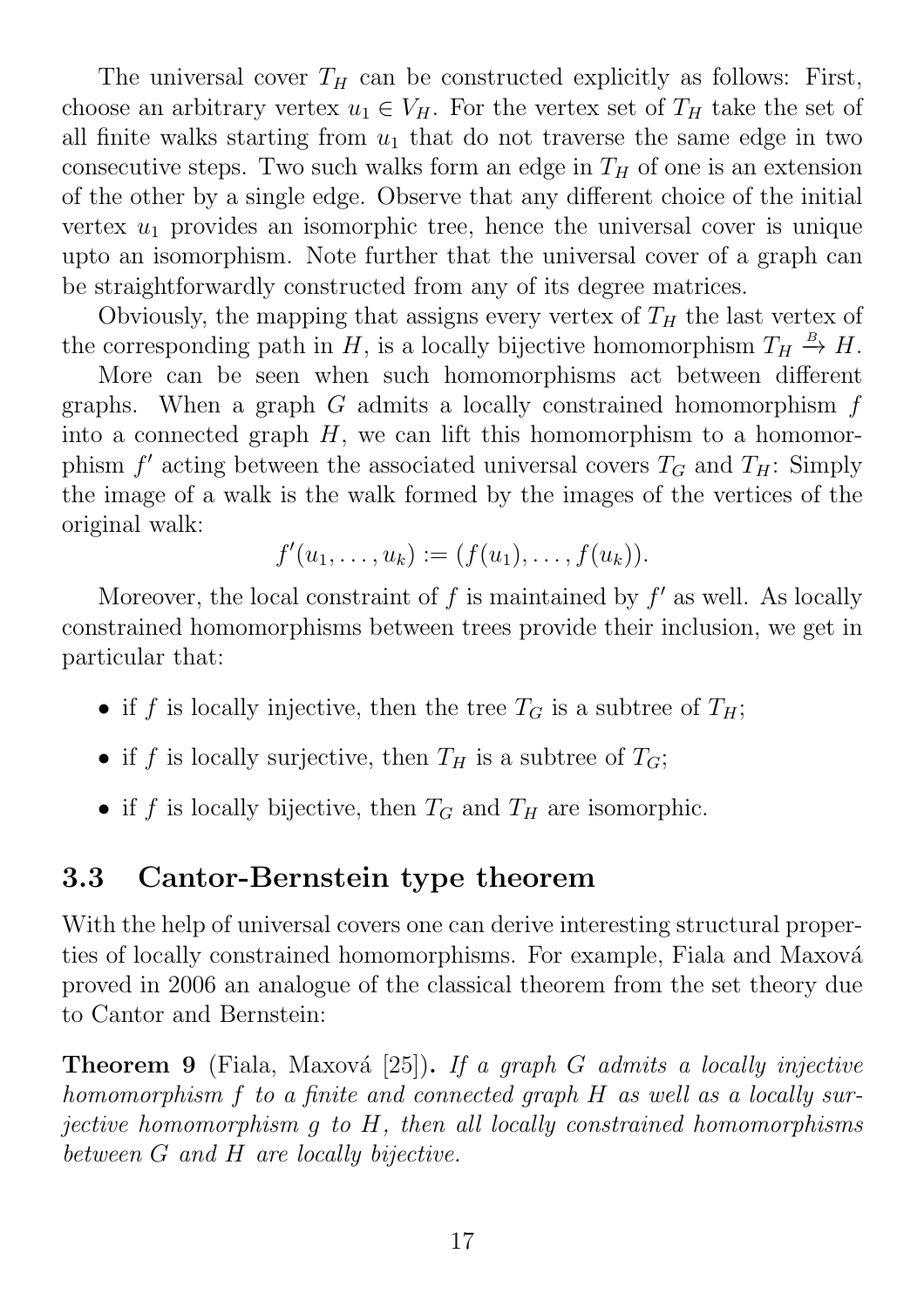The universal cover $T_H$ can be constructed explicitly as follows: First, choose an arbitrary vertex $u_1 \in V_H$. For the vertex set of $T_H$ take the set of all finite walks starting from $u_1$ that do not traverse the same edge in two consecutive steps. Two such walks form an edge in $T_H$ of one is an extension of the other by a single edge. Observe that any different choice of the initial vertex $u_1$ provides an isomorphic tree, hence the universal cover is unique upto an isomorphism. Note further that the universal cover of a graph can be straightforwardly constructed from any of its degree matrices.

Obviously, the mapping that assigns every vertex of $T_H$ the last vertex of the corresponding path in $H$, is a locally bijective homomorphism $T_H \xrightarrow{B} H$.

More can be seen when such homomorphisms act between different graphs. When a graph $G$ admits a locally constrained homomorphism $f$ into a connected graph $H$, we can lift this homomorphism to a homomorphism $f'$ acting between the associated universal covers $T_G$ and $T_H$: Simply the image of a walk is the walk formed by the images of the vertices of the original walk:

$$f'(u_1, \ldots, u_k) := (f(u_1), \ldots, f(u_k)).$$

Moreover, the local constraint of $f$ is maintained by $f'$ as well. As locally constrained homomorphisms between trees provide their inclusion, we get in particular that:

- if $f$ is locally injective, then the tree $T_G$ is a subtree of $T_H$;
- if $f$ is locally surjective, then $T_H$ is a subtree of $T_G$;
- if $f$ is locally bijective, then $T_G$ and $T_H$ are isomorphic.

### 3.3 Cantor-Bernstein type theorem

With the help of universal covers one can derive interesting structural properties of locally constrained homomorphisms. For example, Fiala and Maxová proved in 2006 an analogue of the classical theorem from the set theory due to Cantor and Bernstein:

**Theorem 9** (Fiala, Maxová [25]). *If a graph $G$ admits a locally injective homomorphism $f$ to a finite and connected graph $H$ as well as a locally surjective homomorphism $g$ to $H$, then all locally constrained homomorphisms between $G$ and $H$ are locally bijective.*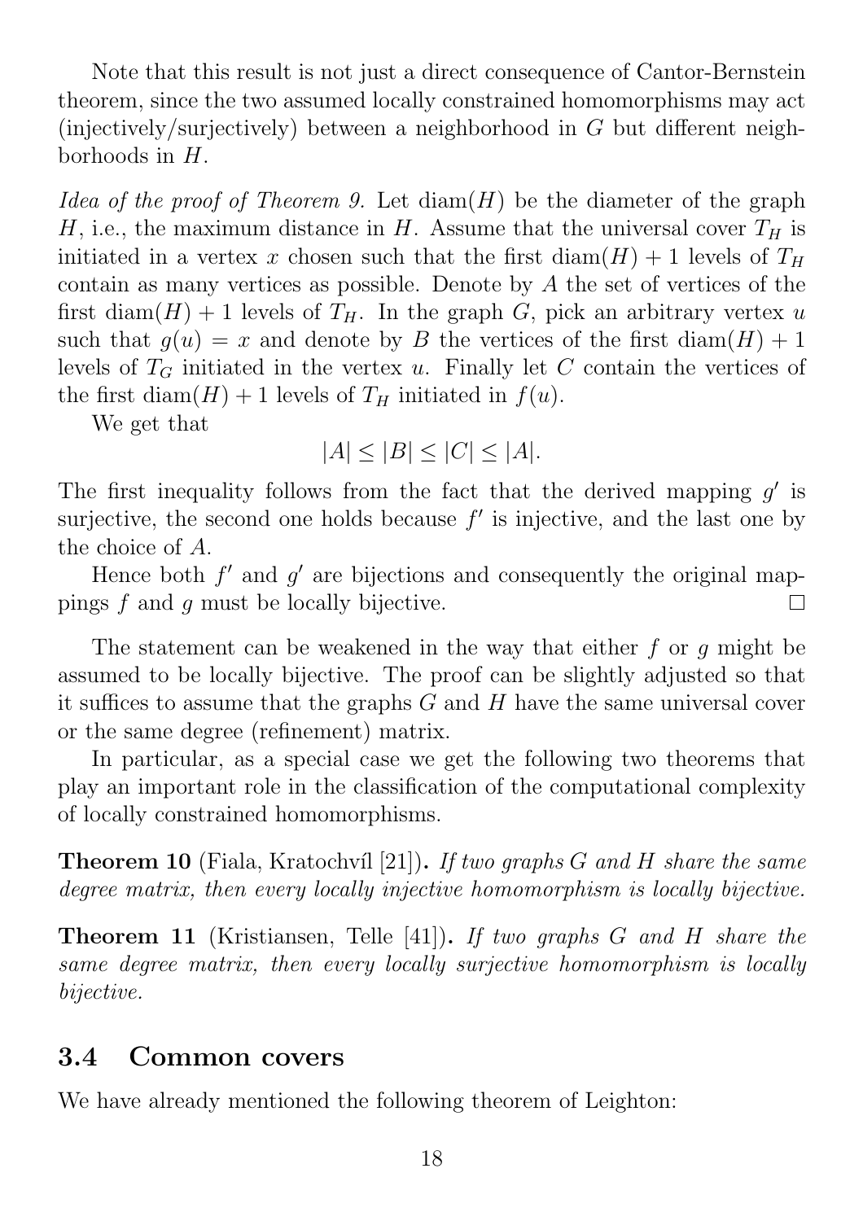Note that this result is not just a direct consequence of Cantor-Bernstein theorem, since the two assumed locally constrained homomorphisms may act (injectively/surjectively) between a neighborhood in $G$ but different neighborhoods in $H$.

*Idea of the proof of Theorem 9.* Let $\operatorname{diam}(H)$ be the diameter of the graph $H$, i.e., the maximum distance in $H$. Assume that the universal cover $T_H$ is initiated in a vertex $x$ chosen such that the first $\operatorname{diam}(H)+1$ levels of $T_H$ contain as many vertices as possible. Denote by $A$ the set of vertices of the first $\operatorname{diam}(H)+1$ levels of $T_H$. In the graph $G$, pick an arbitrary vertex $u$ such that $g(u)=x$ and denote by $B$ the vertices of the first $\operatorname{diam}(H)+1$ levels of $T_G$ initiated in the vertex $u$. Finally let $C$ contain the vertices of the first $\operatorname{diam}(H)+1$ levels of $T_H$ initiated in $f(u)$.

We get that

$$|A| \leq |B| \leq |C| \leq |A|.$$

The first inequality follows from the fact that the derived mapping $g'$ is surjective, the second one holds because $f'$ is injective, and the last one by the choice of $A$.

Hence both $f'$ and $g'$ are bijections and consequently the original mappings $f$ and $g$ must be locally bijective. □

The statement can be weakened in the way that either $f$ or $g$ might be assumed to be locally bijective. The proof can be slightly adjusted so that it suffices to assume that the graphs $G$ and $H$ have the same universal cover or the same degree (refinement) matrix.

In particular, as a special case we get the following two theorems that play an important role in the classification of the computational complexity of locally constrained homomorphisms.

**Theorem 10** (Fiala, Kratochvíl [21]). *If two graphs $G$ and $H$ share the same degree matrix, then every locally injective homomorphism is locally bijective.*

**Theorem 11** (Kristiansen, Telle [41]). *If two graphs $G$ and $H$ share the same degree matrix, then every locally surjective homomorphism is locally bijective.*

## 3.4 Common covers

We have already mentioned the following theorem of Leighton: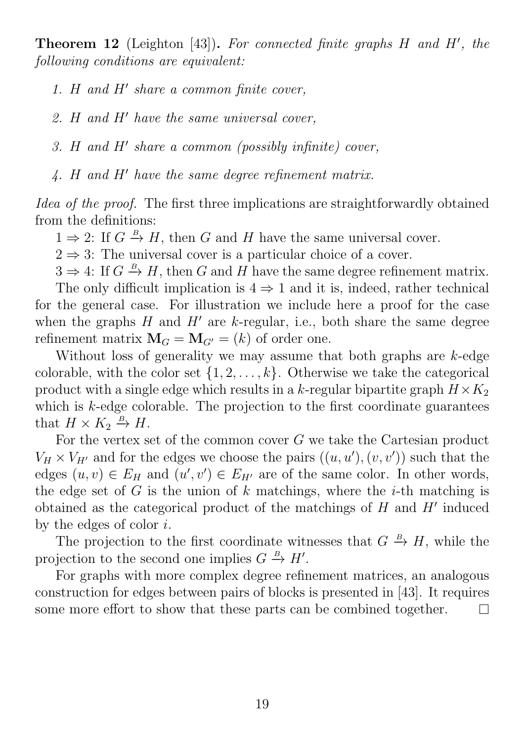**Theorem 12** (Leighton [43])**.** *For connected finite graphs $H$ and $H'$, the following conditions are equivalent:*

1. *$H$ and $H'$ share a common finite cover,*
2. *$H$ and $H'$ have the same universal cover,*
3. *$H$ and $H'$ share a common (possibly infinite) cover,*
4. *$H$ and $H'$ have the same degree refinement matrix.*

*Idea of the proof.* The first three implications are straightforwardly obtained from the definitions:

$1 \Rightarrow 2$: If $G \xrightarrow{B} H$, then $G$ and $H$ have the same universal cover.

$2 \Rightarrow 3$: The universal cover is a particular choice of a cover.

$3 \Rightarrow 4$: If $G \xrightarrow{B} H$, then $G$ and $H$ have the same degree refinement matrix.

The only difficult implication is $4 \Rightarrow 1$ and it is, indeed, rather technical for the general case. For illustration we include here a proof for the case when the graphs $H$ and $H'$ are $k$-regular, i.e., both share the same degree refinement matrix $\mathbf{M}_G = \mathbf{M}_{G'} = (k)$ of order one.

Without loss of generality we may assume that both graphs are $k$-edge colorable, with the color set $\{1, 2, \ldots, k\}$. Otherwise we take the categorical product with a single edge which results in a $k$-regular bipartite graph $H \times K_2$ which is $k$-edge colorable. The projection to the first coordinate guarantees that $H \times K_2 \xrightarrow{B} H$.

For the vertex set of the common cover $G$ we take the Cartesian product $V_H \times V_{H'}$ and for the edges we choose the pairs $((u, u'), (v, v'))$ such that the edges $(u, v) \in E_H$ and $(u', v') \in E_{H'}$ are of the same color. In other words, the edge set of $G$ is the union of $k$ matchings, where the $i$-th matching is obtained as the categorical product of the matchings of $H$ and $H'$ induced by the edges of color $i$.

The projection to the first coordinate witnesses that $G \xrightarrow{B} H$, while the projection to the second one implies $G \xrightarrow{B} H'$.

For graphs with more complex degree refinement matrices, an analogous construction for edges between pairs of blocks is presented in [43]. It requires some more effort to show that these parts can be combined together. $\square$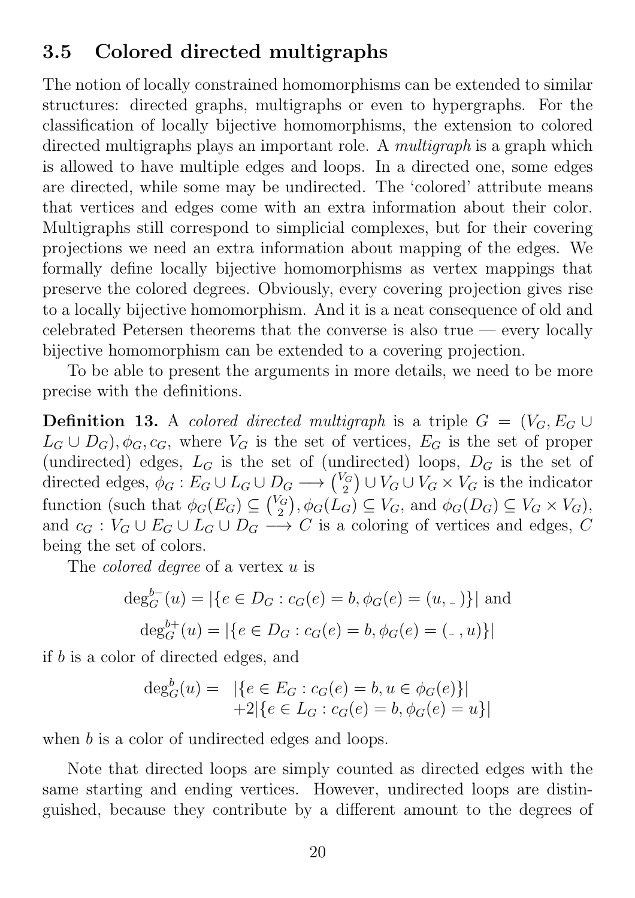### 3.5 Colored directed multigraphs

The notion of locally constrained homomorphisms can be extended to similar structures: directed graphs, multigraphs or even to hypergraphs. For the classification of locally bijective homomorphisms, the extension to colored directed multigraphs plays an important role. A *multigraph* is a graph which is allowed to have multiple edges and loops. In a directed one, some edges are directed, while some may be undirected. The 'colored' attribute means that vertices and edges come with an extra information about their color. Multigraphs still correspond to simplicial complexes, but for their covering projections we need an extra information about mapping of the edges. We formally define locally bijective homomorphisms as vertex mappings that preserve the colored degrees. Obviously, every covering projection gives rise to a locally bijective homomorphism. And it is a neat consequence of old and celebrated Petersen theorems that the converse is also true — every locally bijective homomorphism can be extended to a covering projection.

To be able to present the arguments in more details, we need to be more precise with the definitions.

**Definition 13.** A *colored directed multigraph* is a triple $G = (V_G, E_G \cup L_G \cup D_G), \phi_G, c_G$, where $V_G$ is the set of vertices, $E_G$ is the set of proper (undirected) edges, $L_G$ is the set of (undirected) loops, $D_G$ is the set of directed edges, $\phi_G : E_G \cup L_G \cup D_G \longrightarrow \binom{V_G}{2} \cup V_G \cup V_G \times V_G$ is the indicator function (such that $\phi_G(E_G) \subseteq \binom{V_G}{2}, \phi_G(L_G) \subseteq V_G$, and $\phi_G(D_G) \subseteq V_G \times V_G$), and $c_G : V_G \cup E_G \cup L_G \cup D_G \longrightarrow C$ is a coloring of vertices and edges, $C$ being the set of colors.

The *colored degree* of a vertex $u$ is

$$\deg_G^{b-}(u) = |\{e \in D_G : c_G(e) = b, \phi_G(e) = (u, \_)\}| \text{ and}$$
$$\deg_G^{b+}(u) = |\{e \in D_G : c_G(e) = b, \phi_G(e) = (\_, u)\}|$$

if $b$ is a color of directed edges, and

$$\deg_G^{b}(u) = \begin{array}{l} |\{e \in E_G : c_G(e) = b, u \in \phi_G(e)\}| \\ +2|\{e \in L_G : c_G(e) = b, \phi_G(e) = u\}| \end{array}$$

when $b$ is a color of undirected edges and loops.

Note that directed loops are simply counted as directed edges with the same starting and ending vertices. However, undirected loops are distinguished, because they contribute by a different amount to the degrees of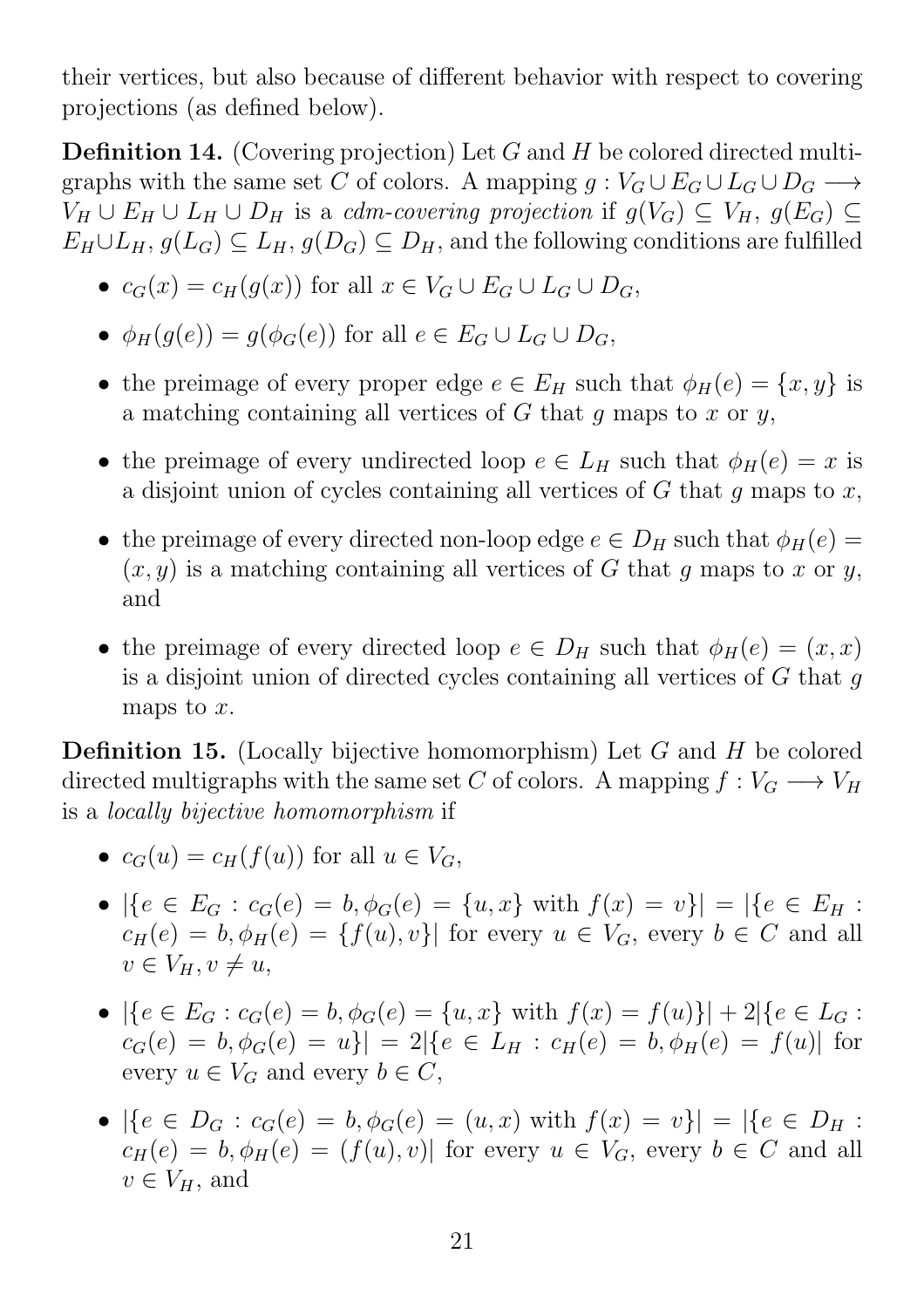their vertices, but also because of different behavior with respect to covering projections (as defined below).

**Definition 14.** (Covering projection) Let $G$ and $H$ be colored directed multigraphs with the same set $C$ of colors. A mapping $g : V_G \cup E_G \cup L_G \cup D_G \longrightarrow V_H \cup E_H \cup L_H \cup D_H$ is a *cdm-covering projection* if $g(V_G) \subseteq V_H$, $g(E_G) \subseteq E_H \cup L_H$, $g(L_G) \subseteq L_H$, $g(D_G) \subseteq D_H$, and the following conditions are fulfilled

- $c_G(x) = c_H(g(x))$ for all $x \in V_G \cup E_G \cup L_G \cup D_G$,
- $\phi_H(g(e)) = g(\phi_G(e))$ for all $e \in E_G \cup L_G \cup D_G$,
- the preimage of every proper edge $e \in E_H$ such that $\phi_H(e) = \{x, y\}$ is a matching containing all vertices of $G$ that $g$ maps to $x$ or $y$,
- the preimage of every undirected loop $e \in L_H$ such that $\phi_H(e) = x$ is a disjoint union of cycles containing all vertices of $G$ that $g$ maps to $x$,
- the preimage of every directed non-loop edge $e \in D_H$ such that $\phi_H(e) = (x, y)$ is a matching containing all vertices of $G$ that $g$ maps to $x$ or $y$, and
- the preimage of every directed loop $e \in D_H$ such that $\phi_H(e) = (x, x)$ is a disjoint union of directed cycles containing all vertices of $G$ that $g$ maps to $x$.

**Definition 15.** (Locally bijective homomorphism) Let $G$ and $H$ be colored directed multigraphs with the same set $C$ of colors. A mapping $f : V_G \longrightarrow V_H$ is a *locally bijective homomorphism* if

- $c_G(u) = c_H(f(u))$ for all $u \in V_G$,
- $|\{e \in E_G : c_G(e) = b, \phi_G(e) = \{u, x\} \text{ with } f(x) = v\}| = |\{e \in E_H : c_H(e) = b, \phi_H(e) = \{f(u), v\}|$ for every $u \in V_G$, every $b \in C$ and all $v \in V_H, v \neq u$,
- $|\{e \in E_G : c_G(e) = b, \phi_G(e) = \{u, x\} \text{ with } f(x) = f(u)\}| + 2|\{e \in L_G : c_G(e) = b, \phi_G(e) = u\}| = 2|\{e \in L_H : c_H(e) = b, \phi_H(e) = f(u)|$ for every $u \in V_G$ and every $b \in C$,
- $|\{e \in D_G : c_G(e) = b, \phi_G(e) = (u, x) \text{ with } f(x) = v\}| = |\{e \in D_H : c_H(e) = b, \phi_H(e) = (f(u), v)|$ for every $u \in V_G$, every $b \in C$ and all $v \in V_H$, and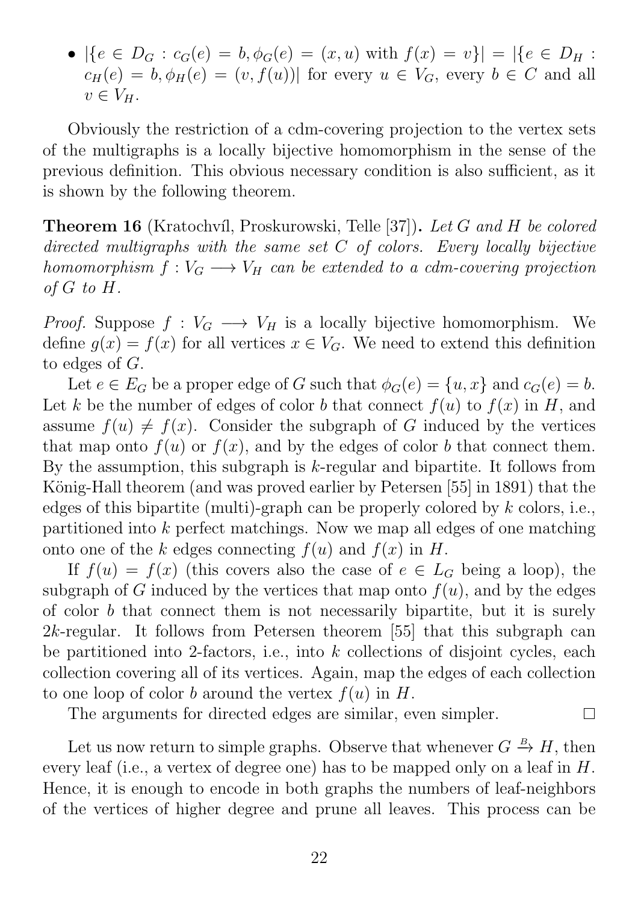- $|\{e \in D_G : c_G(e) = b, \phi_G(e) = (x, u) \text{ with } f(x) = v\}| = |\{e \in D_H : c_H(e) = b, \phi_H(e) = (v, f(u))|$ for every $u \in V_G$, every $b \in C$ and all $v \in V_H$.

Obviously the restriction of a cdm-covering projection to the vertex sets of the multigraphs is a locally bijective homomorphism in the sense of the previous definition. This obvious necessary condition is also sufficient, as it is shown by the following theorem.

**Theorem 16** (Kratochvíl, Proskurowski, Telle [37])**.** *Let $G$ and $H$ be colored directed multigraphs with the same set $C$ of colors. Every locally bijective homomorphism $f : V_G \longrightarrow V_H$ can be extended to a cdm-covering projection of $G$ to $H$.*

*Proof.* Suppose $f : V_G \longrightarrow V_H$ is a locally bijective homomorphism. We define $g(x) = f(x)$ for all vertices $x \in V_G$. We need to extend this definition to edges of $G$.

Let $e \in E_G$ be a proper edge of $G$ such that $\phi_G(e) = \{u, x\}$ and $c_G(e) = b$. Let $k$ be the number of edges of color $b$ that connect $f(u)$ to $f(x)$ in $H$, and assume $f(u) \neq f(x)$. Consider the subgraph of $G$ induced by the vertices that map onto $f(u)$ or $f(x)$, and by the edges of color $b$ that connect them. By the assumption, this subgraph is $k$-regular and bipartite. It follows from König-Hall theorem (and was proved earlier by Petersen [55] in 1891) that the edges of this bipartite (multi-)graph can be properly colored by $k$ colors, i.e., partitioned into $k$ perfect matchings. Now we map all edges of one matching onto one of the $k$ edges connecting $f(u)$ and $f(x)$ in $H$.

If $f(u) = f(x)$ (this covers also the case of $e \in L_G$ being a loop), the subgraph of $G$ induced by the vertices that map onto $f(u)$, and by the edges of color $b$ that connect them is not necessarily bipartite, but it is surely $2k$-regular. It follows from Petersen theorem [55] that this subgraph can be partitioned into 2-factors, i.e., into $k$ collections of disjoint cycles, each collection covering all of its vertices. Again, map the edges of each collection to one loop of color $b$ around the vertex $f(u)$ in $H$.

The arguments for directed edges are similar, even simpler. $\square$

Let us now return to simple graphs. Observe that whenever $G \xrightarrow{B} H$, then every leaf (i.e., a vertex of degree one) has to be mapped only on a leaf in $H$. Hence, it is enough to encode in both graphs the numbers of leaf-neighbors of the vertices of higher degree and prune all leaves. This process can be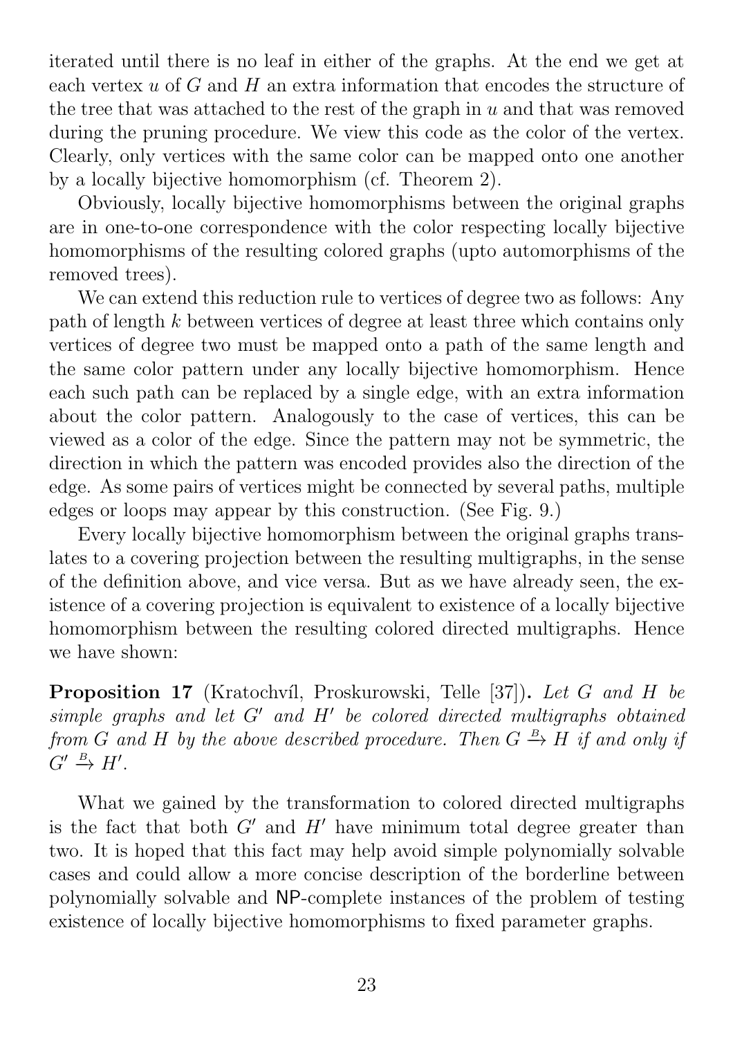iterated until there is no leaf in either of the graphs. At the end we get at each vertex $u$ of $G$ and $H$ an extra information that encodes the structure of the tree that was attached to the rest of the graph in $u$ and that was removed during the pruning procedure. We view this code as the color of the vertex. Clearly, only vertices with the same color can be mapped onto one another by a locally bijective homomorphism (cf. Theorem 2).

Obviously, locally bijective homomorphisms between the original graphs are in one-to-one correspondence with the color respecting locally bijective homomorphisms of the resulting colored graphs (upto automorphisms of the removed trees).

We can extend this reduction rule to vertices of degree two as follows: Any path of length $k$ between vertices of degree at least three which contains only vertices of degree two must be mapped onto a path of the same length and the same color pattern under any locally bijective homomorphism. Hence each such path can be replaced by a single edge, with an extra information about the color pattern. Analogously to the case of vertices, this can be viewed as a color of the edge. Since the pattern may not be symmetric, the direction in which the pattern was encoded provides also the direction of the edge. As some pairs of vertices might be connected by several paths, multiple edges or loops may appear by this construction. (See Fig. 9.)

Every locally bijective homomorphism between the original graphs translates to a covering projection between the resulting multigraphs, in the sense of the definition above, and vice versa. But as we have already seen, the existence of a covering projection is equivalent to existence of a locally bijective homomorphism between the resulting colored directed multigraphs. Hence we have shown:

**Proposition 17** (Kratochvíl, Proskurowski, Telle [37])**.** *Let $G$ and $H$ be simple graphs and let $G'$ and $H'$ be colored directed multigraphs obtained from $G$ and $H$ by the above described procedure. Then $G \xrightarrow{B} H$ if and only if $G' \xrightarrow{B} H'$.*

What we gained by the transformation to colored directed multigraphs is the fact that both $G'$ and $H'$ have minimum total degree greater than two. It is hoped that this fact may help avoid simple polynomially solvable cases and could allow a more concise description of the borderline between polynomially solvable and NP-complete instances of the problem of testing existence of locally bijective homomorphisms to fixed parameter graphs.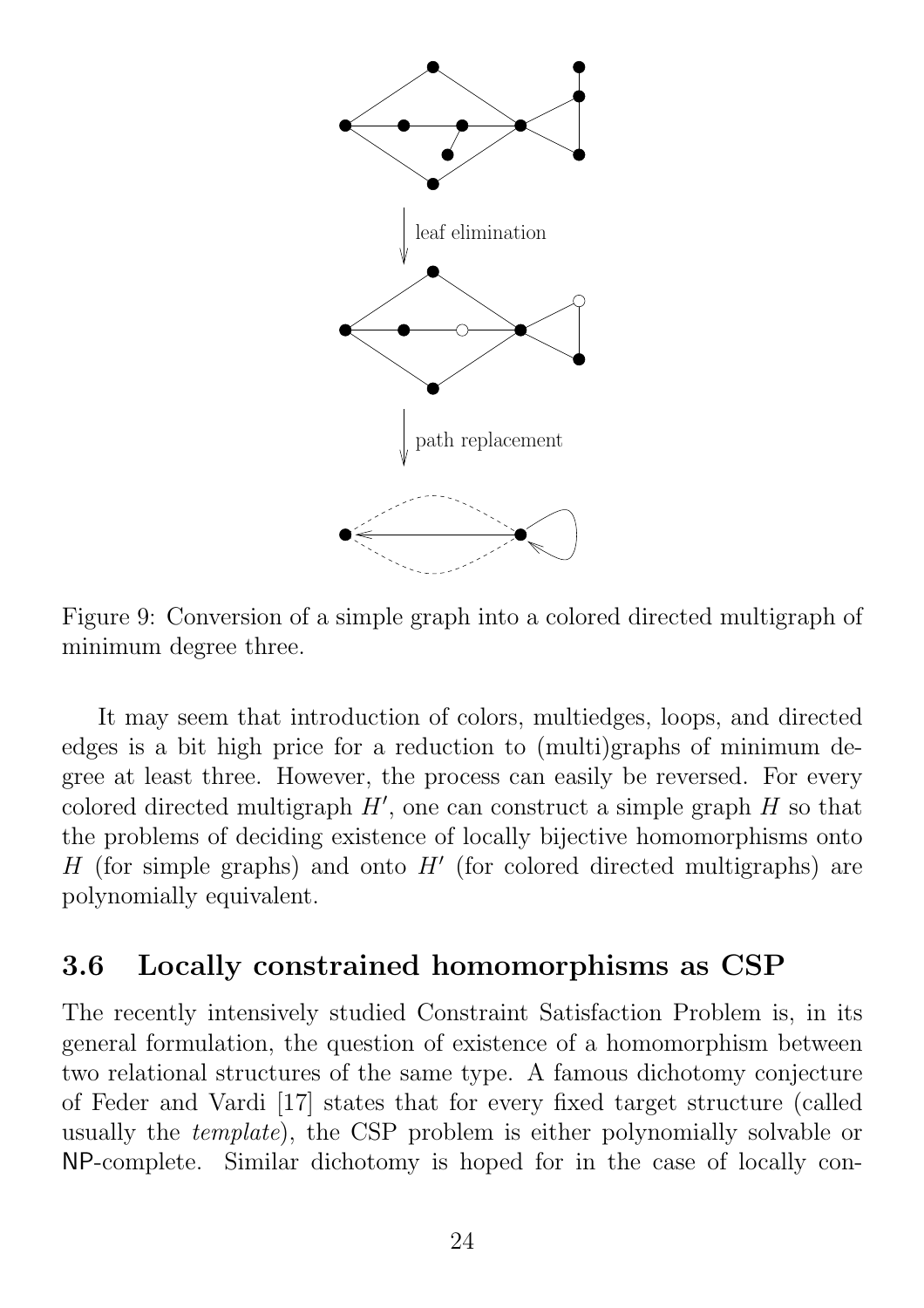Figure 9: Conversion of a simple graph into a colored directed multigraph of minimum degree three.

It may seem that introduction of colors, multiedges, loops, and directed edges is a bit high price for a reduction to (multi)graphs of minimum degree at least three. However, the process can easily be reversed. For every colored directed multigraph $H'$, one can construct a simple graph $H$ so that the problems of deciding existence of locally bijective homomorphisms onto $H$ (for simple graphs) and onto $H'$ (for colored directed multigraphs) are polynomially equivalent.

### 3.6 Locally constrained homomorphisms as CSP

The recently intensively studied Constraint Satisfaction Problem is, in its general formulation, the question of existence of a homomorphism between two relational structures of the same type. A famous dichotomy conjecture of Feder and Vardi [17] states that for every fixed target structure (called usually the *template*), the CSP problem is either polynomially solvable or NP-complete. Similar dichotomy is hoped for in the case of locally con-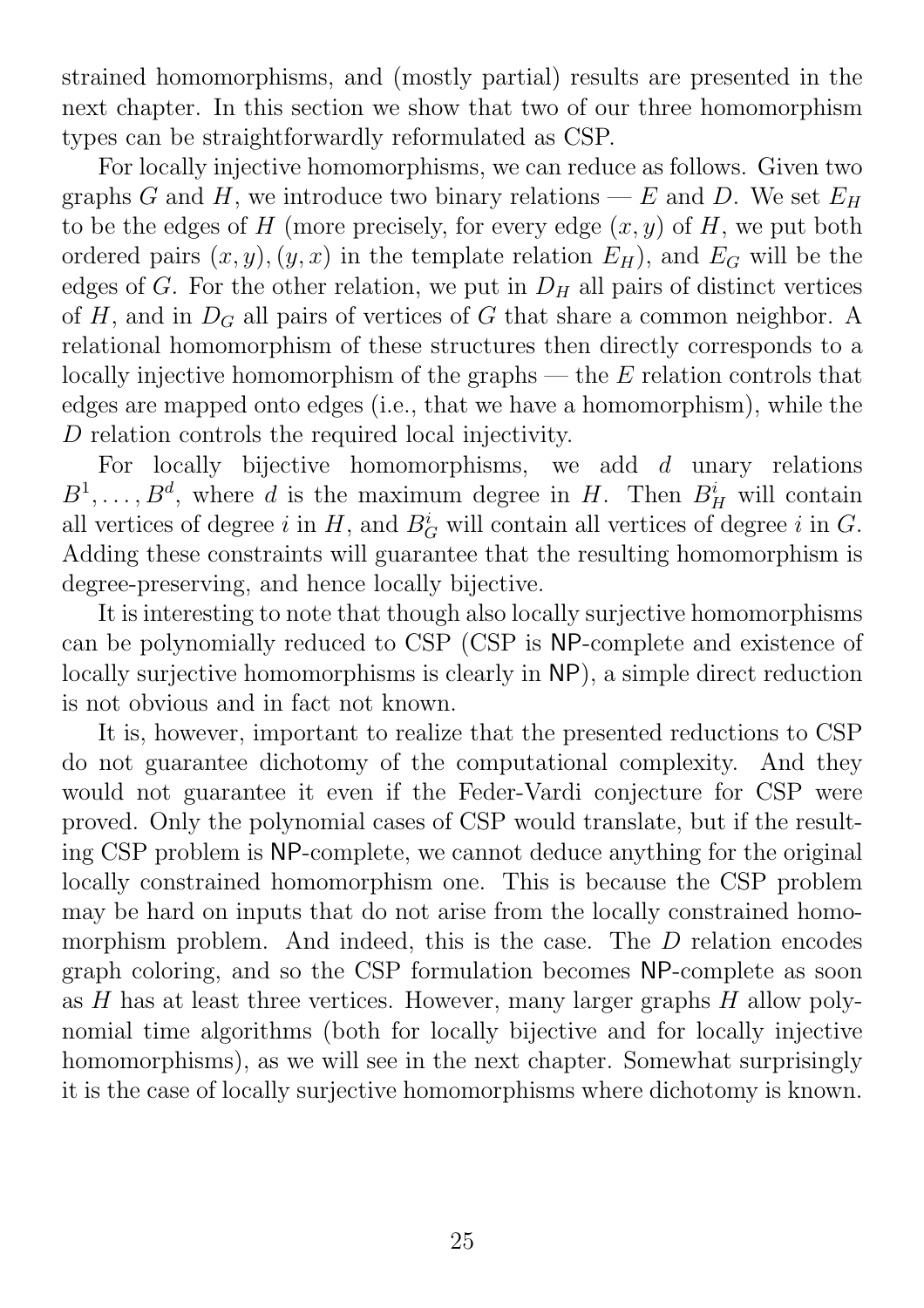strained homomorphisms, and (mostly partial) results are presented in the next chapter. In this section we show that two of our three homomorphism types can be straightforwardly reformulated as CSP.

For locally injective homomorphisms, we can reduce as follows. Given two graphs $G$ and $H$, we introduce two binary relations — $E$ and $D$. We set $E_H$ to be the edges of $H$ (more precisely, for every edge $(x, y)$ of $H$, we put both ordered pairs $(x, y), (y, x)$ in the template relation $E_H$), and $E_G$ will be the edges of $G$. For the other relation, we put in $D_H$ all pairs of distinct vertices of $H$, and in $D_G$ all pairs of vertices of $G$ that share a common neighbor. A relational homomorphism of these structures then directly corresponds to a locally injective homomorphism of the graphs — the $E$ relation controls that edges are mapped onto edges (i.e., that we have a homomorphism), while the $D$ relation controls the required local injectivity.

For locally bijective homomorphisms, we add $d$ unary relations $B^1, \ldots, B^d$, where $d$ is the maximum degree in $H$. Then $B^i_H$ will contain all vertices of degree $i$ in $H$, and $B^i_G$ will contain all vertices of degree $i$ in $G$. Adding these constraints will guarantee that the resulting homomorphism is degree-preserving, and hence locally bijective.

It is interesting to note that though also locally surjective homomorphisms can be polynomially reduced to CSP (CSP is NP-complete and existence of locally surjective homomorphisms is clearly in NP), a simple direct reduction is not obvious and in fact not known.

It is, however, important to realize that the presented reductions to CSP do not guarantee dichotomy of the computational complexity. And they would not guarantee it even if the Feder-Vardi conjecture for CSP were proved. Only the polynomial cases of CSP would translate, but if the resulting CSP problem is NP-complete, we cannot deduce anything for the original locally constrained homomorphism one. This is because the CSP problem may be hard on inputs that do not arise from the locally constrained homomorphism problem. And indeed, this is the case. The $D$ relation encodes graph coloring, and so the CSP formulation becomes NP-complete as soon as $H$ has at least three vertices. However, many larger graphs $H$ allow polynomial time algorithms (both for locally bijective and for locally injective homomorphisms), as we will see in the next chapter. Somewhat surprisingly it is the case of locally surjective homomorphisms where dichotomy is known.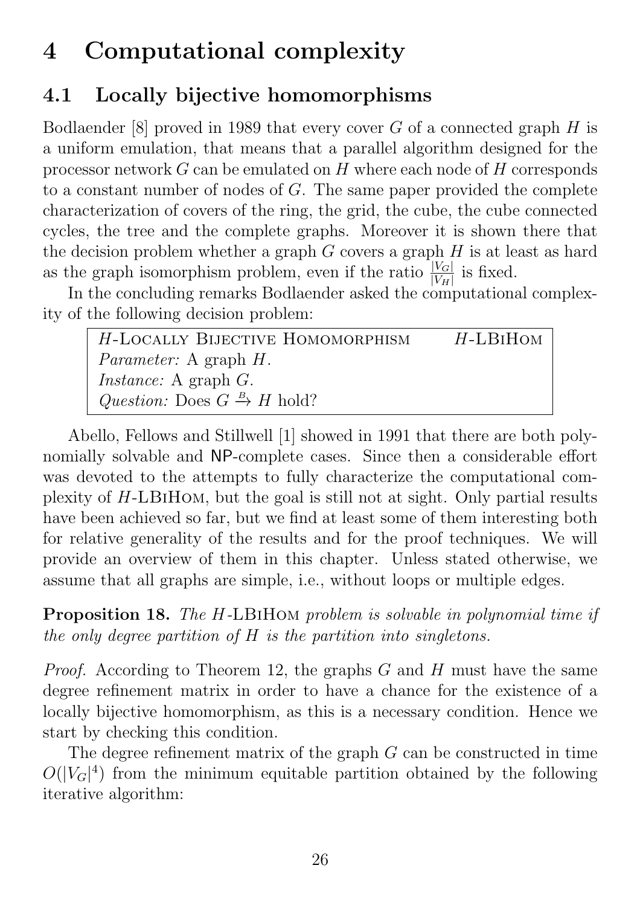# 4 Computational complexity

## 4.1 Locally bijective homomorphisms

Bodlaender [8] proved in 1989 that every cover $G$ of a connected graph $H$ is a uniform emulation, that means that a parallel algorithm designed for the processor network $G$ can be emulated on $H$ where each node of $H$ corresponds to a constant number of nodes of $G$. The same paper provided the complete characterization of covers of the ring, the grid, the cube, the cube connected cycles, the tree and the complete graphs. Moreover it is shown there that the decision problem whether a graph $G$ covers a graph $H$ is at least as hard as the graph isomorphism problem, even if the ratio $\frac{|V_G|}{|V_H|}$ is fixed.

In the concluding remarks Bodlaender asked the computational complexity of the following decision problem:

> $H$-LOCALLY BIJECTIVE HOMOMORPHISM $\quad$ $H$-LBIHOM
> *Parameter:* A graph $H$.
> *Instance:* A graph $G$.
> *Question:* Does $G \xrightarrow{B} H$ hold?

Abello, Fellows and Stillwell [1] showed in 1991 that there are both polynomially solvable and NP-complete cases. Since then a considerable effort was devoted to the attempts to fully characterize the computational complexity of $H$-LBIHOM, but the goal is still not at sight. Only partial results have been achieved so far, but we find at least some of them interesting both for relative generality of the results and for the proof techniques. We will provide an overview of them in this chapter. Unless stated otherwise, we assume that all graphs are simple, i.e., without loops or multiple edges.

**Proposition 18.** *The $H$-LBIHOM problem is solvable in polynomial time if the only degree partition of $H$ is the partition into singletons.*

*Proof.* According to Theorem 12, the graphs $G$ and $H$ must have the same degree refinement matrix in order to have a chance for the existence of a locally bijective homomorphism, as this is a necessary condition. Hence we start by checking this condition.

The degree refinement matrix of the graph $G$ can be constructed in time $O(|V_G|^4)$ from the minimum equitable partition obtained by the following iterative algorithm: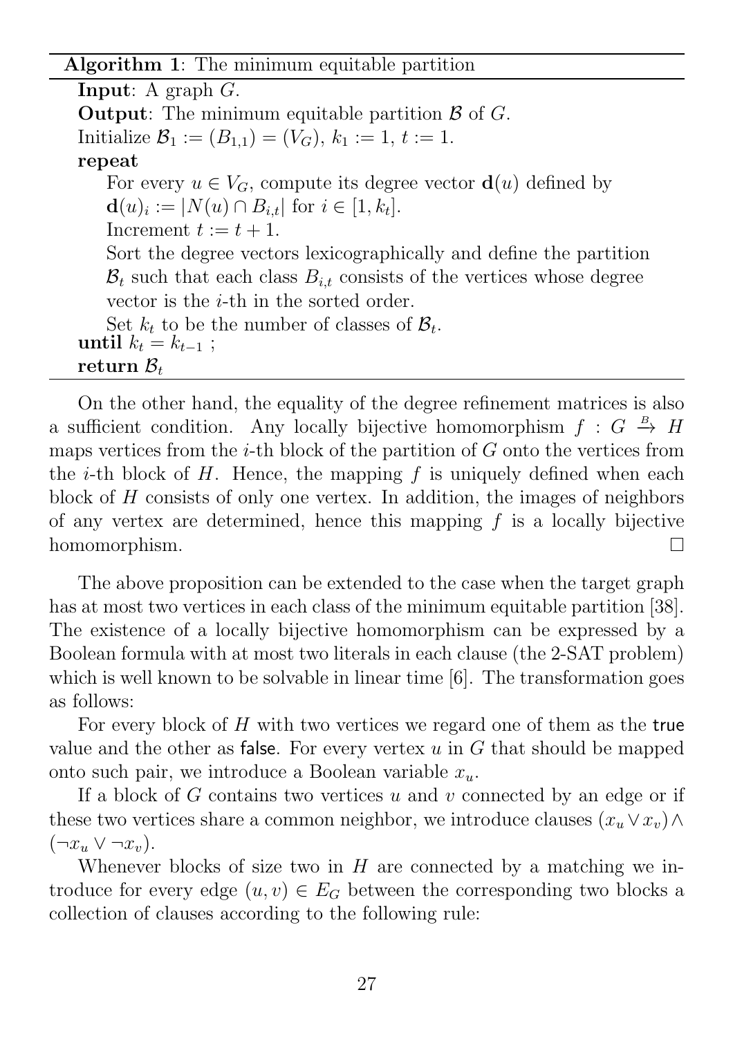**Algorithm 1**: The minimum equitable partition

```
Input: A graph G.
Output: The minimum equitable partition B of G.
Initialize B_1 := (B_{1,1}) = (V_G), k_1 := 1, t := 1.
repeat
    For every u ∈ V_G, compute its degree vector d(u) defined by
    d(u)_i := |N(u) ∩ B_{i,t}| for i ∈ [1, k_t].
    Increment t := t + 1.
    Sort the degree vectors lexicographically and define the partition
    B_t such that each class B_{i,t} consists of the vertices whose degree
    vector is the i-th in the sorted order.
    Set k_t to be the number of classes of B_t.
until k_t = k_{t-1} ;
return B_t
```

On the other hand, the equality of the degree refinement matrices is also a sufficient condition. Any locally bijective homomorphism $f : G \xrightarrow{B} H$ maps vertices from the $i$-th block of the partition of $G$ onto the vertices from the $i$-th block of $H$. Hence, the mapping $f$ is uniquely defined when each block of $H$ consists of only one vertex. In addition, the images of neighbors of any vertex are determined, hence this mapping $f$ is a locally bijective homomorphism. $\square$

The above proposition can be extended to the case when the target graph has at most two vertices in each class of the minimum equitable partition [38]. The existence of a locally bijective homomorphism can be expressed by a Boolean formula with at most two literals in each clause (the 2-SAT problem) which is well known to be solvable in linear time [6]. The transformation goes as follows:

For every block of $H$ with two vertices we regard one of them as the true value and the other as false. For every vertex $u$ in $G$ that should be mapped onto such pair, we introduce a Boolean variable $x_u$.

If a block of $G$ contains two vertices $u$ and $v$ connected by an edge or if these two vertices share a common neighbor, we introduce clauses $(x_u \vee x_v) \wedge (\neg x_u \vee \neg x_v)$.

Whenever blocks of size two in $H$ are connected by a matching we introduce for every edge $(u, v) \in E_G$ between the corresponding two blocks a collection of clauses according to the following rule: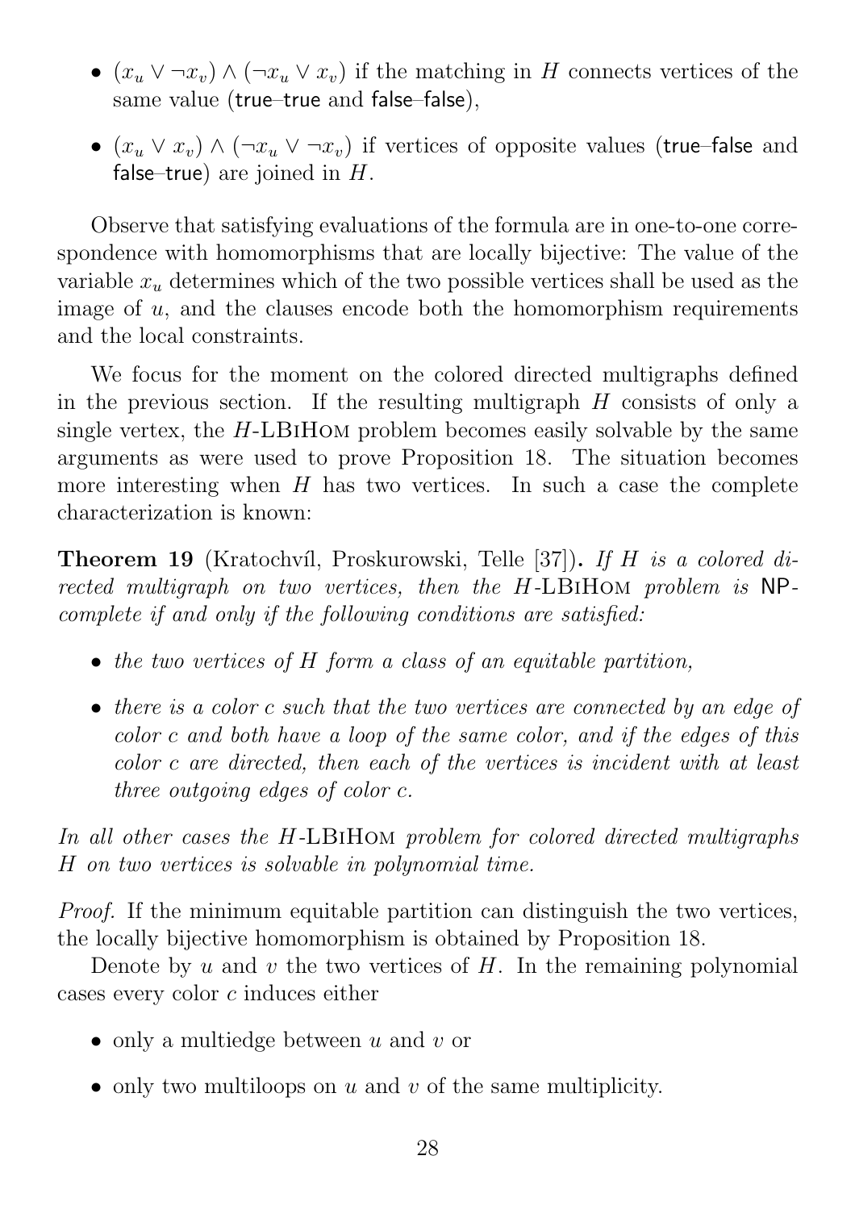- $(x_u \vee \neg x_v) \wedge (\neg x_u \vee x_v)$ if the matching in $H$ connects vertices of the same value (true–true and false–false),
- $(x_u \vee x_v) \wedge (\neg x_u \vee \neg x_v)$ if vertices of opposite values (true–false and false–true) are joined in $H$.

Observe that satisfying evaluations of the formula are in one-to-one correspondence with homomorphisms that are locally bijective: The value of the variable $x_u$ determines which of the two possible vertices shall be used as the image of $u$, and the clauses encode both the homomorphism requirements and the local constraints.

We focus for the moment on the colored directed multigraphs defined in the previous section. If the resulting multigraph $H$ consists of only a single vertex, the $H$-LBiHom problem becomes easily solvable by the same arguments as were used to prove Proposition 18. The situation becomes more interesting when $H$ has two vertices. In such a case the complete characterization is known:

**Theorem 19** (Kratochvíl, Proskurowski, Telle [37])**.** *If $H$ is a colored directed multigraph on two vertices, then the $H$-LBiHom problem is NP-complete if and only if the following conditions are satisfied:*

- *the two vertices of $H$ form a class of an equitable partition,*
- *there is a color $c$ such that the two vertices are connected by an edge of color $c$ and both have a loop of the same color, and if the edges of this color $c$ are directed, then each of the vertices is incident with at least three outgoing edges of color $c$.*

*In all other cases the $H$-LBiHom problem for colored directed multigraphs $H$ on two vertices is solvable in polynomial time.*

*Proof.* If the minimum equitable partition can distinguish the two vertices, the locally bijective homomorphism is obtained by Proposition 18.

Denote by $u$ and $v$ the two vertices of $H$. In the remaining polynomial cases every color $c$ induces either

- only a multiedge between $u$ and $v$ or
- only two multiloops on $u$ and $v$ of the same multiplicity.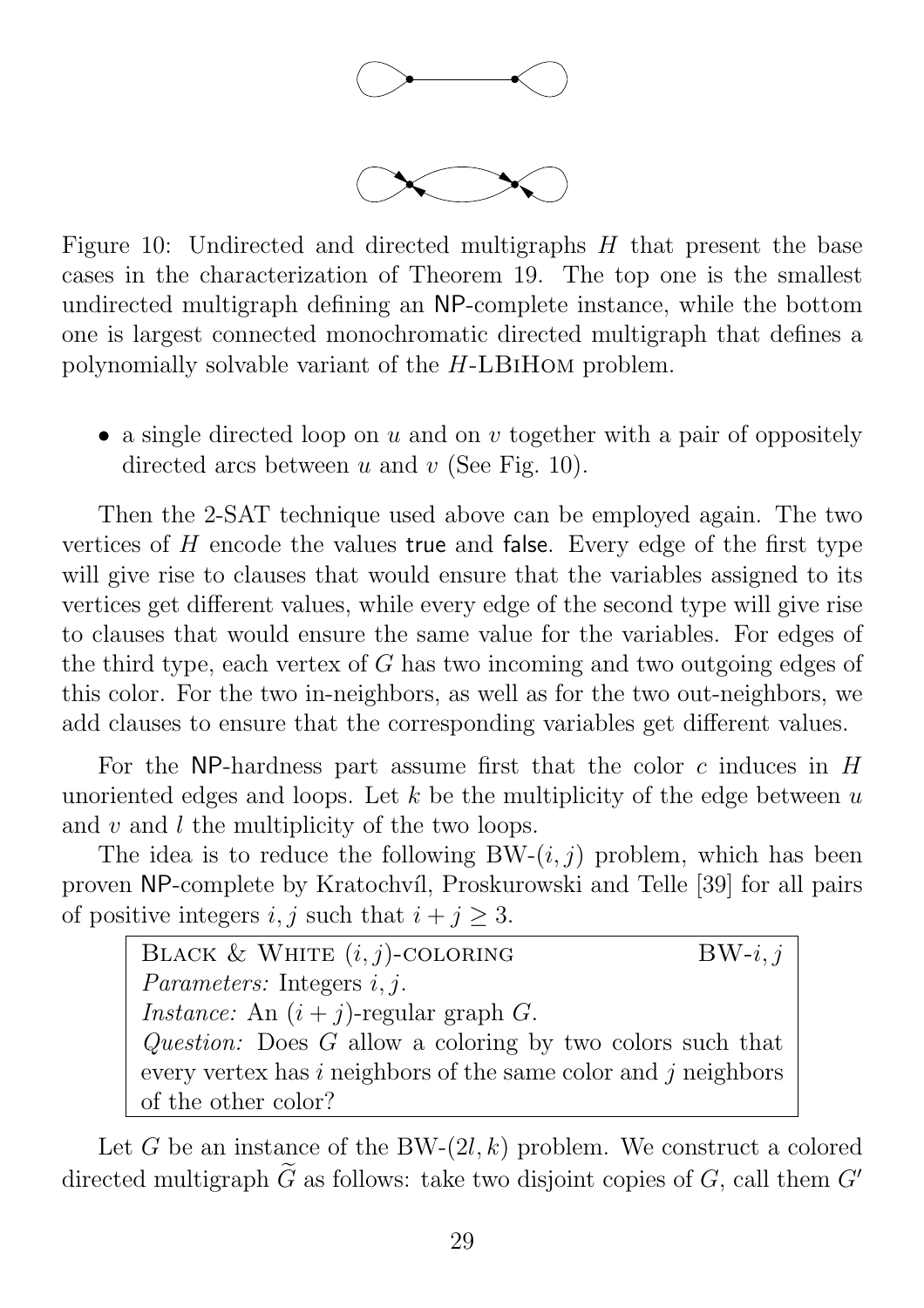Figure 10: Undirected and directed multigraphs $H$ that present the base cases in the characterization of Theorem 19. The top one is the smallest undirected multigraph defining an NP-complete instance, while the bottom one is largest connected monochromatic directed multigraph that defines a polynomially solvable variant of the $H$-LBiHom problem.

- a single directed loop on $u$ and on $v$ together with a pair of oppositely directed arcs between $u$ and $v$ (See Fig. 10).

Then the 2-SAT technique used above can be employed again. The two vertices of $H$ encode the values true and false. Every edge of the first type will give rise to clauses that would ensure that the variables assigned to its vertices get different values, while every edge of the second type will give rise to clauses that would ensure the same value for the variables. For edges of the third type, each vertex of $G$ has two incoming and two outgoing edges of this color. For the two in-neighbors, as well as for the two out-neighbors, we add clauses to ensure that the corresponding variables get different values.

For the NP-hardness part assume first that the color $c$ induces in $H$ unoriented edges and loops. Let $k$ be the multiplicity of the edge between $u$ and $v$ and $l$ the multiplicity of the two loops.

The idea is to reduce the following BW-$(i, j)$ problem, which has been proven NP-complete by Kratochvíl, Proskurowski and Telle [39] for all pairs of positive integers $i, j$ such that $i + j \geq 3$.

> Black & White $(i, j)$-coloring — BW-$i, j$
> *Parameters:* Integers $i, j$.
> *Instance:* An $(i + j)$-regular graph $G$.
> *Question:* Does $G$ allow a coloring by two colors such that every vertex has $i$ neighbors of the same color and $j$ neighbors of the other color?

Let $G$ be an instance of the BW-$(2l, k)$ problem. We construct a colored directed multigraph $\widetilde{G}$ as follows: take two disjoint copies of $G$, call them $G'$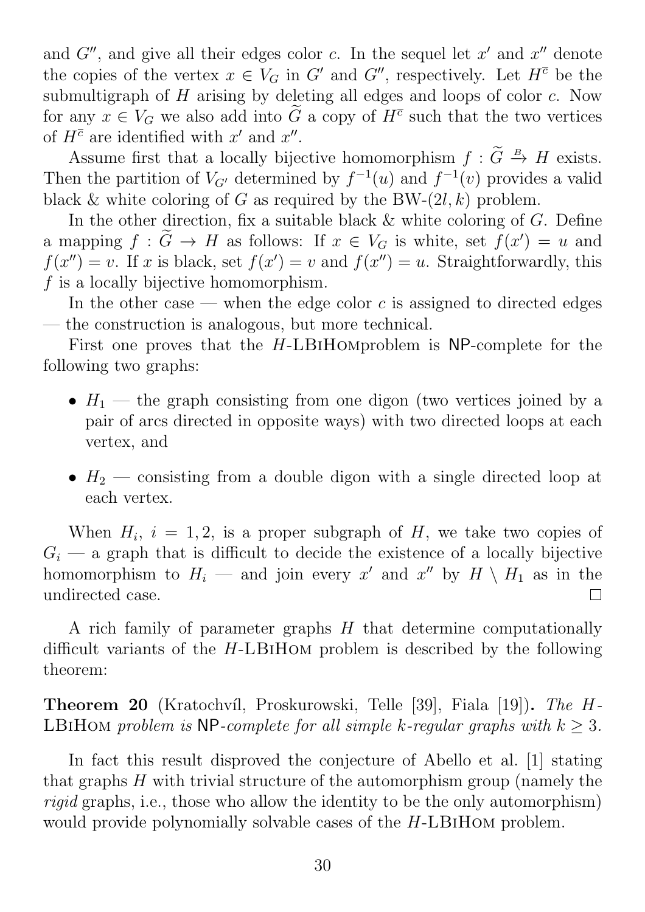and $G''$, and give all their edges color $c$. In the sequel let $x'$ and $x''$ denote the copies of the vertex $x \in V_G$ in $G'$ and $G''$, respectively. Let $H^{\overline{c}}$ be the submultigraph of $H$ arising by deleting all edges and loops of color $c$. Now for any $x \in V_G$ we also add into $\widetilde{G}$ a copy of $H^{\overline{c}}$ such that the two vertices of $H^{\overline{c}}$ are identified with $x'$ and $x''$.

Assume first that a locally bijective homomorphism $f : \widetilde{G} \xrightarrow{B} H$ exists. Then the partition of $V_{G'}$ determined by $f^{-1}(u)$ and $f^{-1}(v)$ provides a valid black & white coloring of $G$ as required by the BW-$(2l, k)$ problem.

In the other direction, fix a suitable black & white coloring of $G$. Define a mapping $f : \widetilde{G} \to H$ as follows: If $x \in V_G$ is white, set $f(x') = u$ and $f(x'') = v$. If $x$ is black, set $f(x') = v$ and $f(x'') = u$. Straightforwardly, this $f$ is a locally bijective homomorphism.

In the other case — when the edge color $c$ is assigned to directed edges — the construction is analogous, but more technical.

First one proves that the $H$-LBiHomproblem is NP-complete for the following two graphs:

- $H_1$ — the graph consisting from one digon (two vertices joined by a pair of arcs directed in opposite ways) with two directed loops at each vertex, and
- $H_2$ — consisting from a double digon with a single directed loop at each vertex.

When $H_i$, $i = 1, 2$, is a proper subgraph of $H$, we take two copies of $G_i$ — a graph that is difficult to decide the existence of a locally bijective homomorphism to $H_i$ — and join every $x'$ and $x''$ by $H \setminus H_1$ as in the undirected case. □

A rich family of parameter graphs $H$ that determine computationally difficult variants of the $H$-LBiHom problem is described by the following theorem:

**Theorem 20** (Kratochvíl, Proskurowski, Telle [39], Fiala [19])**.** *The $H$-LBiHom problem is NP-complete for all simple $k$-regular graphs with $k \geq 3$.*

In fact this result disproved the conjecture of Abello et al. [1] stating that graphs $H$ with trivial structure of the automorphism group (namely the *rigid* graphs, i.e., those who allow the identity to be the only automorphism) would provide polynomially solvable cases of the $H$-LBiHom problem.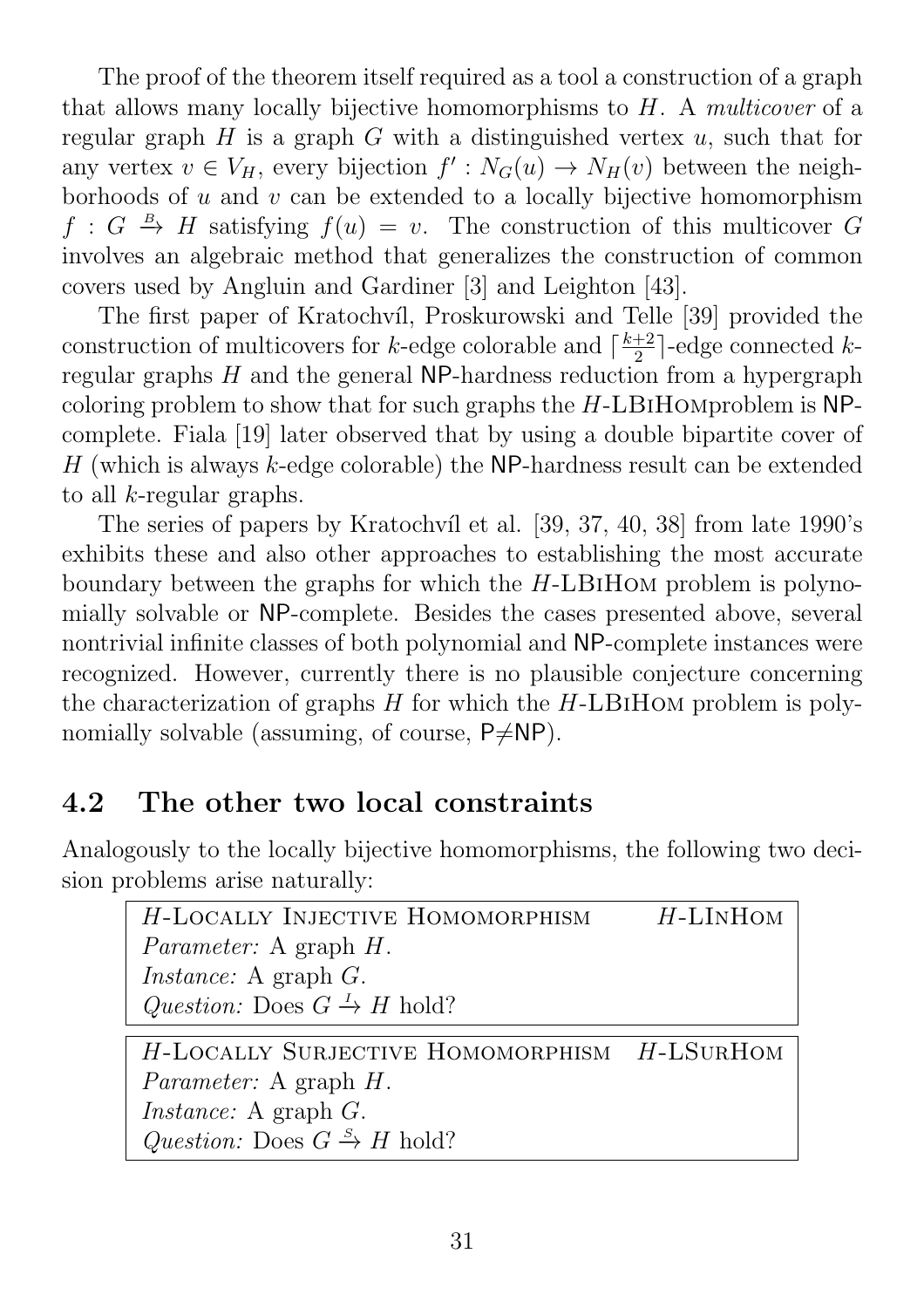The proof of the theorem itself required as a tool a construction of a graph that allows many locally bijective homomorphisms to $H$. A *multicover* of a regular graph $H$ is a graph $G$ with a distinguished vertex $u$, such that for any vertex $v \in V_H$, every bijection $f' : N_G(u) \to N_H(v)$ between the neighborhoods of $u$ and $v$ can be extended to a locally bijective homomorphism $f : G \xrightarrow{B} H$ satisfying $f(u) = v$. The construction of this multicover $G$ involves an algebraic method that generalizes the construction of common covers used by Angluin and Gardiner [3] and Leighton [43].

The first paper of Kratochvíl, Proskurowski and Telle [39] provided the construction of multicovers for $k$-edge colorable and $\lceil \frac{k+2}{2} \rceil$-edge connected $k$-regular graphs $H$ and the general NP-hardness reduction from a hypergraph coloring problem to show that for such graphs the $H$-LBiHomproblem is NP-complete. Fiala [19] later observed that by using a double bipartite cover of $H$ (which is always $k$-edge colorable) the NP-hardness result can be extended to all $k$-regular graphs.

The series of papers by Kratochvíl et al. [39, 37, 40, 38] from late 1990's exhibits these and also other approaches to establishing the most accurate boundary between the graphs for which the $H$-LBiHom problem is polynomially solvable or NP-complete. Besides the cases presented above, several nontrivial infinite classes of both polynomial and NP-complete instances were recognized. However, currently there is no plausible conjecture concerning the characterization of graphs $H$ for which the $H$-LBiHom problem is polynomially solvable (assuming, of course, P≠NP).

## 4.2 The other two local constraints

Analogously to the locally bijective homomorphisms, the following two decision problems arise naturally:

| $H$-Locally Injective Homomorphism | $H$-LInHom |
|---|---|
| *Parameter:* A graph $H$. | |
| *Instance:* A graph $G$. | |
| *Question:* Does $G \xrightarrow{I} H$ hold? | |

| $H$-Locally Surjective Homomorphism | $H$-LSurHom |
|---|---|
| *Parameter:* A graph $H$. | |
| *Instance:* A graph $G$. | |
| *Question:* Does $G \xrightarrow{S} H$ hold? | |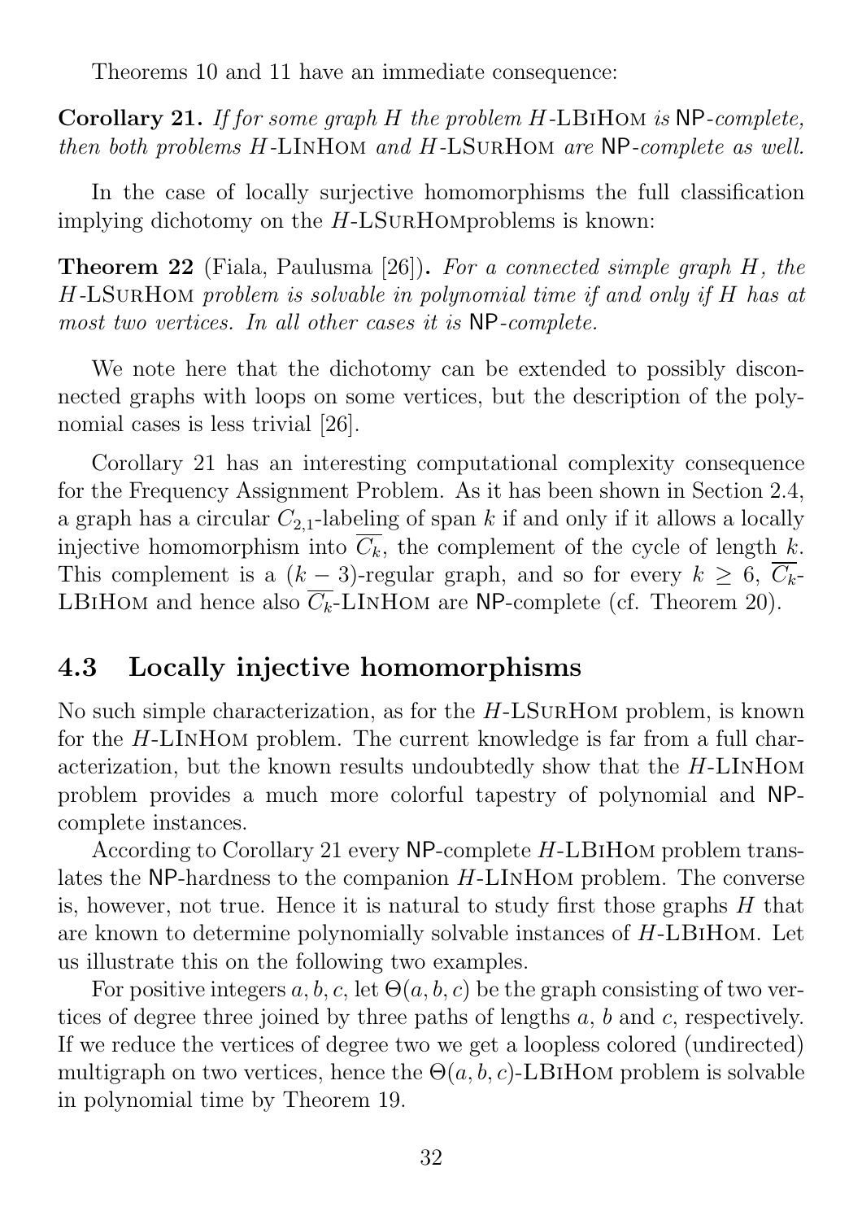Theorems 10 and 11 have an immediate consequence:

**Corollary 21.** *If for some graph $H$ the problem $H$-LBiHom is* NP*-complete, then both problems $H$-LInHom and $H$-LSurHom are* NP*-complete as well.*

In the case of locally surjective homomorphisms the full classification implying dichotomy on the $H$-LSurHomproblems is known:

**Theorem 22** (Fiala, Paulusma [26])**.** *For a connected simple graph $H$, the $H$-LSurHom problem is solvable in polynomial time if and only if $H$ has at most two vertices. In all other cases it is* NP*-complete.*

We note here that the dichotomy can be extended to possibly disconnected graphs with loops on some vertices, but the description of the polynomial cases is less trivial [26].

Corollary 21 has an interesting computational complexity consequence for the Frequency Assignment Problem. As it has been shown in Section 2.4, a graph has a circular $C_{2,1}$-labeling of span $k$ if and only if it allows a locally injective homomorphism into $\overline{C_k}$, the complement of the cycle of length $k$. This complement is a $(k-3)$-regular graph, and so for every $k \geq 6$, $\overline{C_k}$-LBiHom and hence also $\overline{C_k}$-LInHom are NP-complete (cf. Theorem 20).

## 4.3 Locally injective homomorphisms

No such simple characterization, as for the $H$-LSurHom problem, is known for the $H$-LInHom problem. The current knowledge is far from a full characterization, but the known results undoubtedly show that the $H$-LInHom problem provides a much more colorful tapestry of polynomial and NP-complete instances.

According to Corollary 21 every NP-complete $H$-LBiHom problem translates the NP-hardness to the companion $H$-LInHom problem. The converse is, however, not true. Hence it is natural to study first those graphs $H$ that are known to determine polynomially solvable instances of $H$-LBiHom. Let us illustrate this on the following two examples.

For positive integers $a, b, c$, let $\Theta(a, b, c)$ be the graph consisting of two vertices of degree three joined by three paths of lengths $a$, $b$ and $c$, respectively. If we reduce the vertices of degree two we get a loopless colored (undirected) multigraph on two vertices, hence the $\Theta(a, b, c)$-LBiHom problem is solvable in polynomial time by Theorem 19.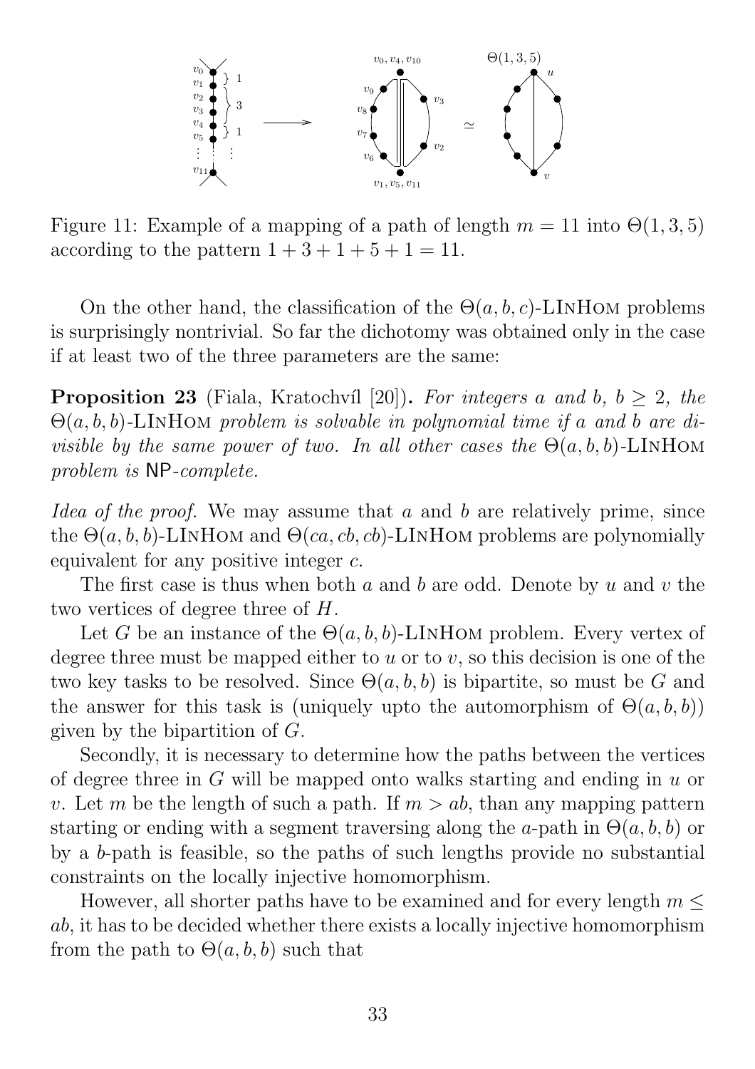Figure 11: Example of a mapping of a path of length $m = 11$ into $\Theta(1, 3, 5)$ according to the pattern $1 + 3 + 1 + 5 + 1 = 11$.

On the other hand, the classification of the $\Theta(a, b, c)$-LINHOM problems is surprisingly nontrivial. So far the dichotomy was obtained only in the case if at least two of the three parameters are the same:

**Proposition 23** (Fiala, Kratochvíl [20])**.** *For integers $a$ and $b$, $b \geq 2$, the $\Theta(a, b, b)$-LINHOM problem is solvable in polynomial time if $a$ and $b$ are divisible by the same power of two. In all other cases the $\Theta(a, b, b)$-LINHOM problem is NP-complete.*

*Idea of the proof.* We may assume that $a$ and $b$ are relatively prime, since the $\Theta(a, b, b)$-LINHOM and $\Theta(ca, cb, cb)$-LINHOM problems are polynomially equivalent for any positive integer $c$.

The first case is thus when both $a$ and $b$ are odd. Denote by $u$ and $v$ the two vertices of degree three of $H$.

Let $G$ be an instance of the $\Theta(a, b, b)$-LINHOM problem. Every vertex of degree three must be mapped either to $u$ or to $v$, so this decision is one of the two key tasks to be resolved. Since $\Theta(a, b, b)$ is bipartite, so must be $G$ and the answer for this task is (uniquely upto the automorphism of $\Theta(a, b, b)$) given by the bipartition of $G$.

Secondly, it is necessary to determine how the paths between the vertices of degree three in $G$ will be mapped onto walks starting and ending in $u$ or $v$. Let $m$ be the length of such a path. If $m > ab$, than any mapping pattern starting or ending with a segment traversing along the $a$-path in $\Theta(a, b, b)$ or by a $b$-path is feasible, so the paths of such lengths provide no substantial constraints on the locally injective homomorphism.

However, all shorter paths have to be examined and for every length $m \leq ab$, it has to be decided whether there exists a locally injective homomorphism from the path to $\Theta(a, b, b)$ such that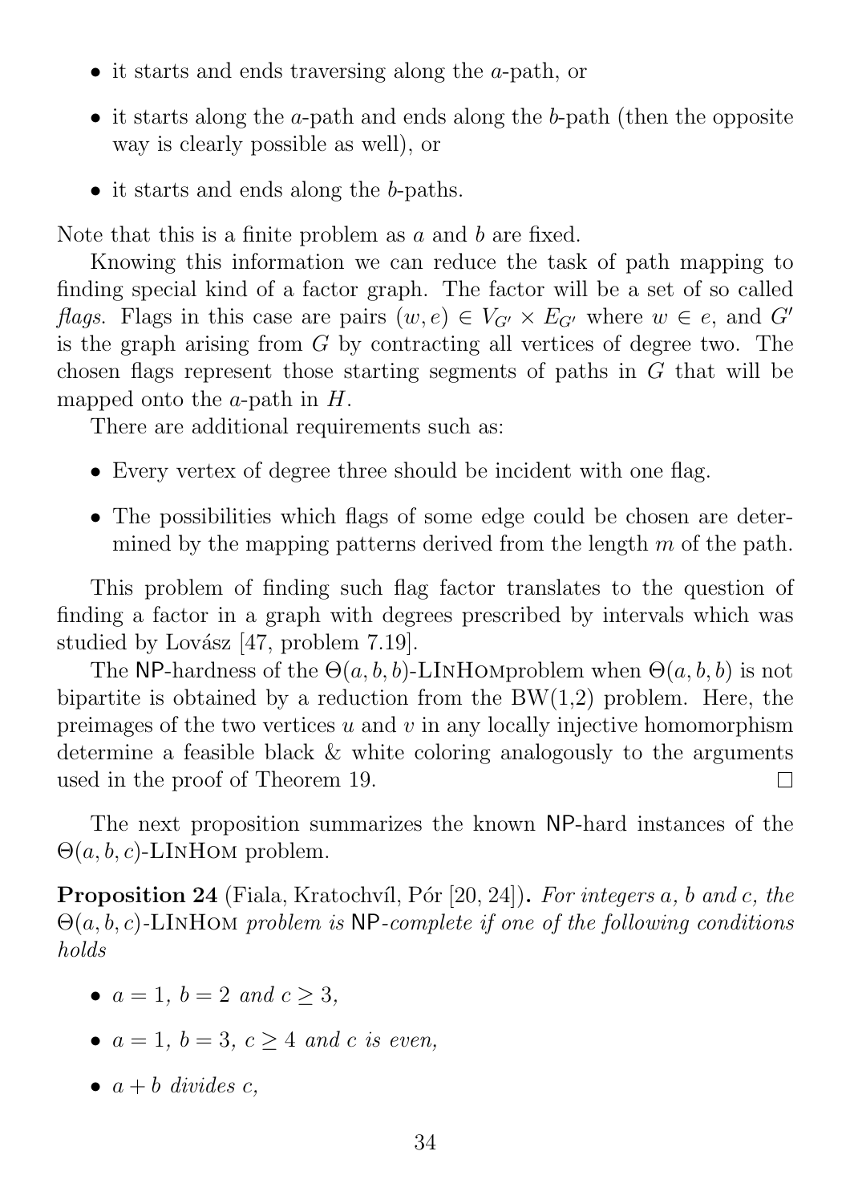- it starts and ends traversing along the $a$-path, or
- it starts along the $a$-path and ends along the $b$-path (then the opposite way is clearly possible as well), or
- it starts and ends along the $b$-paths.

Note that this is a finite problem as $a$ and $b$ are fixed.

Knowing this information we can reduce the task of path mapping to finding special kind of a factor graph. The factor will be a set of so called *flags*. Flags in this case are pairs $(w, e) \in V_{G'} \times E_{G'}$ where $w \in e$, and $G'$ is the graph arising from $G$ by contracting all vertices of degree two. The chosen flags represent those starting segments of paths in $G$ that will be mapped onto the $a$-path in $H$.

There are additional requirements such as:

- Every vertex of degree three should be incident with one flag.
- The possibilities which flags of some edge could be chosen are determined by the mapping patterns derived from the length $m$ of the path.

This problem of finding such flag factor translates to the question of finding a factor in a graph with degrees prescribed by intervals which was studied by Lovász [47, problem 7.19].

The NP-hardness of the $\Theta(a, b, b)$-LInHomproblem when $\Theta(a, b, b)$ is not bipartite is obtained by a reduction from the BW(1,2) problem. Here, the preimages of the two vertices $u$ and $v$ in any locally injective homomorphism determine a feasible black & white coloring analogously to the arguments used in the proof of Theorem 19. □

The next proposition summarizes the known NP-hard instances of the $\Theta(a, b, c)$-LInHom problem.

**Proposition 24** (Fiala, Kratochvíl, Pór [20, 24]). *For integers $a$, $b$ and $c$, the $\Theta(a, b, c)$-LInHom problem is NP-complete if one of the following conditions holds*

- $a = 1$, $b = 2$ *and* $c \geq 3$,
- $a = 1$, $b = 3$, $c \geq 4$ *and* $c$ *is even,*
- $a + b$ *divides* $c$,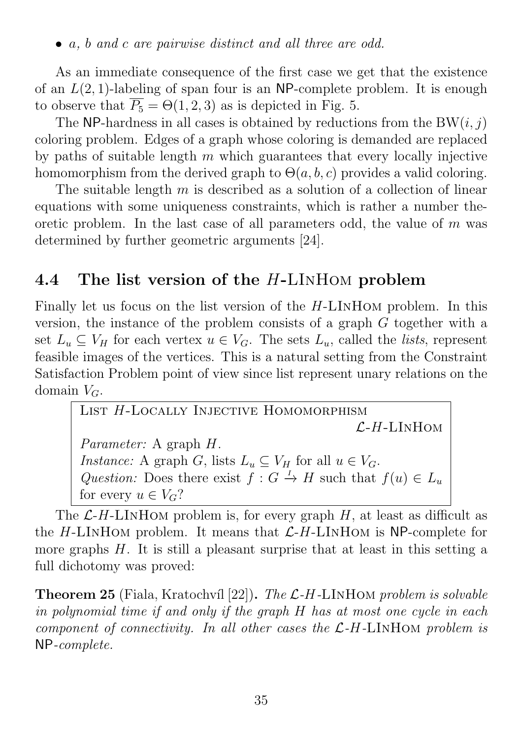- *a, b and c are pairwise distinct and all three are odd.*

As an immediate consequence of the first case we get that the existence of an $L(2,1)$-labeling of span four is an NP-complete problem. It is enough to observe that $\overline{P_5} = \Theta(1,2,3)$ as is depicted in Fig. 5.

The NP-hardness in all cases is obtained by reductions from the $\mathrm{BW}(i,j)$ coloring problem. Edges of a graph whose coloring is demanded are replaced by paths of suitable length $m$ which guarantees that every locally injective homomorphism from the derived graph to $\Theta(a,b,c)$ provides a valid coloring.

The suitable length $m$ is described as a solution of a collection of linear equations with some uniqueness constraints, which is rather a number theoretic problem. In the last case of all parameters odd, the value of $m$ was determined by further geometric arguments [24].

## 4.4 The list version of the $H$-LInHom problem

Finally let us focus on the list version of the $H$-LInHom problem. In this version, the instance of the problem consists of a graph $G$ together with a set $L_u \subseteq V_H$ for each vertex $u \in V_G$. The sets $L_u$, called the *lists*, represent feasible images of the vertices. This is a natural setting from the Constraint Satisfaction Problem point of view since list represent unary relations on the domain $V_G$.

> List $H$-Locally Injective Homomorphism
>
> $\mathcal{L}$-$H$-LInHom
>
> *Parameter:* A graph $H$.
> *Instance:* A graph $G$, lists $L_u \subseteq V_H$ for all $u \in V_G$.
> *Question:* Does there exist $f : G \xrightarrow{I} H$ such that $f(u) \in L_u$ for every $u \in V_G$?

The $\mathcal{L}$-$H$-LInHom problem is, for every graph $H$, at least as difficult as the $H$-LInHom problem. It means that $\mathcal{L}$-$H$-LInHom is NP-complete for more graphs $H$. It is still a pleasant surprise that at least in this setting a full dichotomy was proved:

**Theorem 25** (Fiala, Kratochvíl [22])**.** *The $\mathcal{L}$-$H$-LInHom problem is solvable in polynomial time if and only if the graph $H$ has at most one cycle in each component of connectivity. In all other cases the $\mathcal{L}$-$H$-LInHom problem is NP-complete.*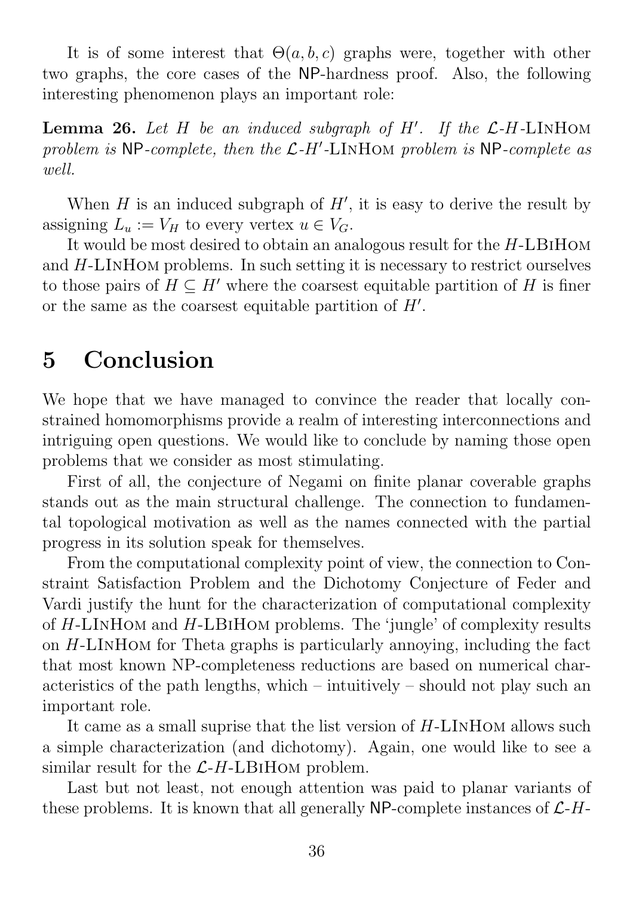It is of some interest that $\Theta(a, b, c)$ graphs were, together with other two graphs, the core cases of the NP-hardness proof. Also, the following interesting phenomenon plays an important role:

**Lemma 26.** *Let $H$ be an induced subgraph of $H'$. If the $\mathcal{L}$-$H$-LInHom problem is NP-complete, then the $\mathcal{L}$-$H'$-LInHom problem is NP-complete as well.*

When $H$ is an induced subgraph of $H'$, it is easy to derive the result by assigning $L_u := V_H$ to every vertex $u \in V_G$.

It would be most desired to obtain an analogous result for the $H$-LBiHom and $H$-LInHom problems. In such setting it is necessary to restrict ourselves to those pairs of $H \subseteq H'$ where the coarsest equitable partition of $H$ is finer or the same as the coarsest equitable partition of $H'$.

# 5 Conclusion

We hope that we have managed to convince the reader that locally constrained homomorphisms provide a realm of interesting interconnections and intriguing open questions. We would like to conclude by naming those open problems that we consider as most stimulating.

First of all, the conjecture of Negami on finite planar coverable graphs stands out as the main structural challenge. The connection to fundamental topological motivation as well as the names connected with the partial progress in its solution speak for themselves.

From the computational complexity point of view, the connection to Constraint Satisfaction Problem and the Dichotomy Conjecture of Feder and Vardi justify the hunt for the characterization of computational complexity of $H$-LInHom and $H$-LBiHom problems. The 'jungle' of complexity results on $H$-LInHom for Theta graphs is particularly annoying, including the fact that most known NP-completeness reductions are based on numerical characteristics of the path lengths, which – intuitively – should not play such an important role.

It came as a small suprise that the list version of $H$-LInHom allows such a simple characterization (and dichotomy). Again, one would like to see a similar result for the $\mathcal{L}$-$H$-LBiHom problem.

Last but not least, not enough attention was paid to planar variants of these problems. It is known that all generally NP-complete instances of $\mathcal{L}$-$H$-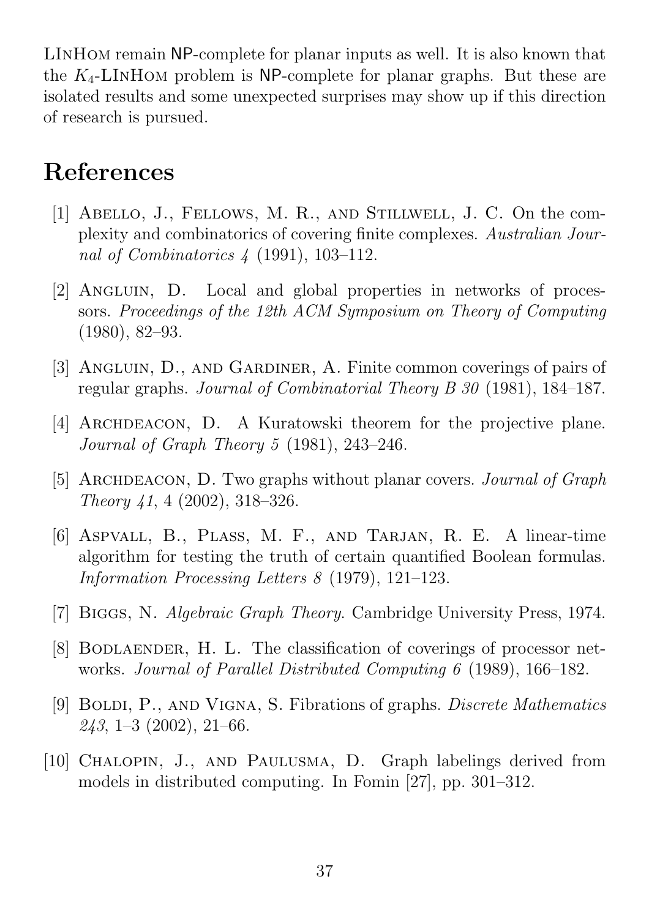LInHom remain NP-complete for planar inputs as well. It is also known that the $K_4$-LInHom problem is NP-complete for planar graphs. But these are isolated results and some unexpected surprises may show up if this direction of research is pursued.

# References

[1] Abello, J., Fellows, M. R., and Stillwell, J. C. On the complexity and combinatorics of covering finite complexes. *Australian Journal of Combinatorics 4* (1991), 103–112.

[2] Angluin, D. Local and global properties in networks of processors. *Proceedings of the 12th ACM Symposium on Theory of Computing* (1980), 82–93.

[3] Angluin, D., and Gardiner, A. Finite common coverings of pairs of regular graphs. *Journal of Combinatorial Theory B 30* (1981), 184–187.

[4] Archdeacon, D. A Kuratowski theorem for the projective plane. *Journal of Graph Theory 5* (1981), 243–246.

[5] Archdeacon, D. Two graphs without planar covers. *Journal of Graph Theory 41*, 4 (2002), 318–326.

[6] Aspvall, B., Plass, M. F., and Tarjan, R. E. A linear-time algorithm for testing the truth of certain quantified Boolean formulas. *Information Processing Letters 8* (1979), 121–123.

[7] Biggs, N. *Algebraic Graph Theory*. Cambridge University Press, 1974.

[8] Bodlaender, H. L. The classification of coverings of processor networks. *Journal of Parallel Distributed Computing 6* (1989), 166–182.

[9] Boldi, P., and Vigna, S. Fibrations of graphs. *Discrete Mathematics 243*, 1–3 (2002), 21–66.

[10] Chalopin, J., and Paulusma, D. Graph labelings derived from models in distributed computing. In Fomin [27], pp. 301–312.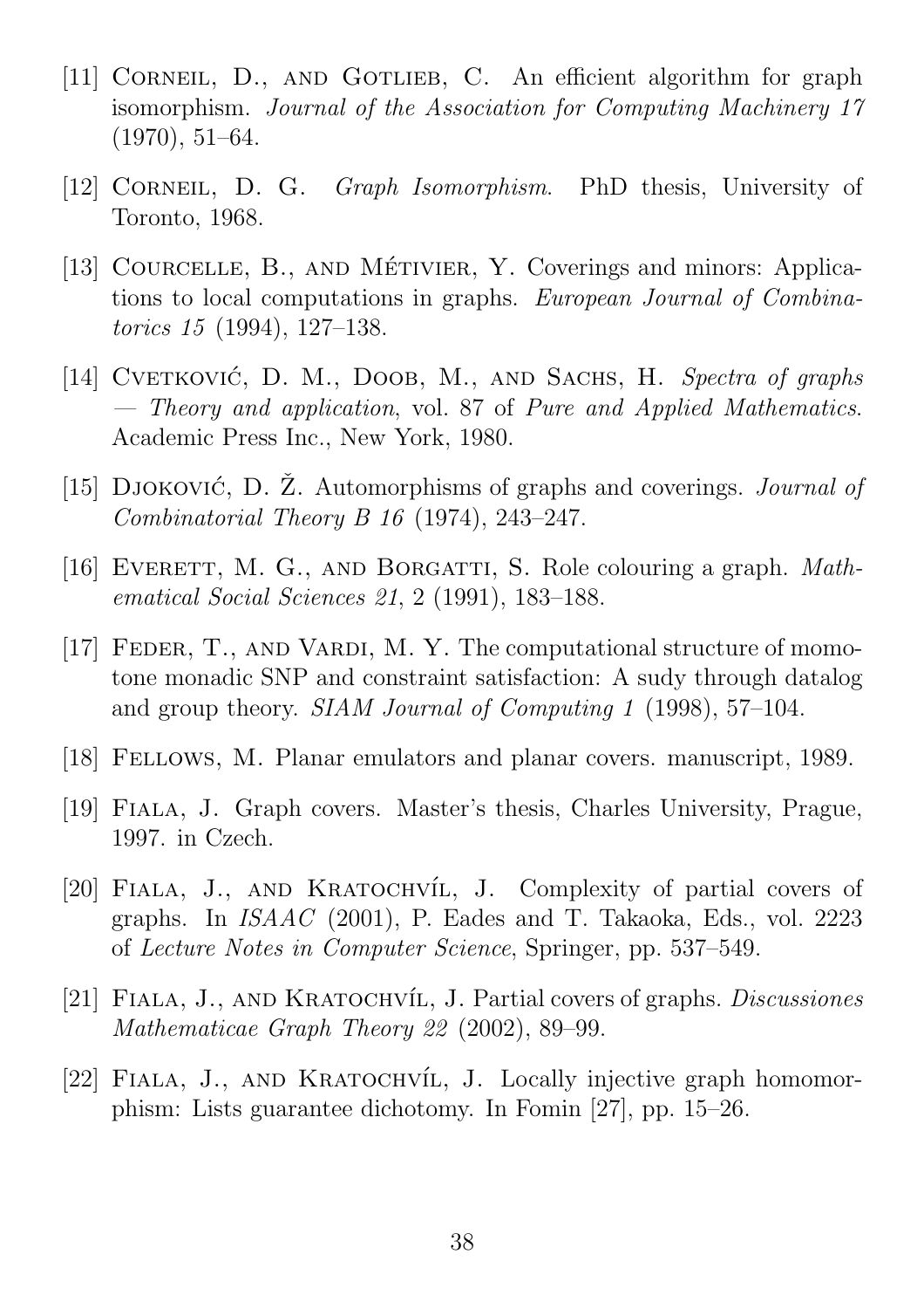[11] Corneil, D., and Gotlieb, C. An efficient algorithm for graph isomorphism. *Journal of the Association for Computing Machinery 17* (1970), 51–64.

[12] Corneil, D. G. *Graph Isomorphism*. PhD thesis, University of Toronto, 1968.

[13] Courcelle, B., and Métivier, Y. Coverings and minors: Applications to local computations in graphs. *European Journal of Combinatorics 15* (1994), 127–138.

[14] Cvetković, D. M., Doob, M., and Sachs, H. *Spectra of graphs — Theory and application*, vol. 87 of *Pure and Applied Mathematics*. Academic Press Inc., New York, 1980.

[15] Djoković, D. Ž. Automorphisms of graphs and coverings. *Journal of Combinatorial Theory B 16* (1974), 243–247.

[16] Everett, M. G., and Borgatti, S. Role colouring a graph. *Mathematical Social Sciences 21*, 2 (1991), 183–188.

[17] Feder, T., and Vardi, M. Y. The computational structure of momotone monadic SNP and constraint satisfaction: A sudy through datalog and group theory. *SIAM Journal of Computing 1* (1998), 57–104.

[18] Fellows, M. Planar emulators and planar covers. manuscript, 1989.

[19] Fiala, J. Graph covers. Master's thesis, Charles University, Prague, 1997. in Czech.

[20] Fiala, J., and Kratochvíl, J. Complexity of partial covers of graphs. In *ISAAC* (2001), P. Eades and T. Takaoka, Eds., vol. 2223 of *Lecture Notes in Computer Science*, Springer, pp. 537–549.

[21] Fiala, J., and Kratochvíl, J. Partial covers of graphs. *Discussiones Mathematicae Graph Theory 22* (2002), 89–99.

[22] Fiala, J., and Kratochvíl, J. Locally injective graph homomorphism: Lists guarantee dichotomy. In Fomin [27], pp. 15–26.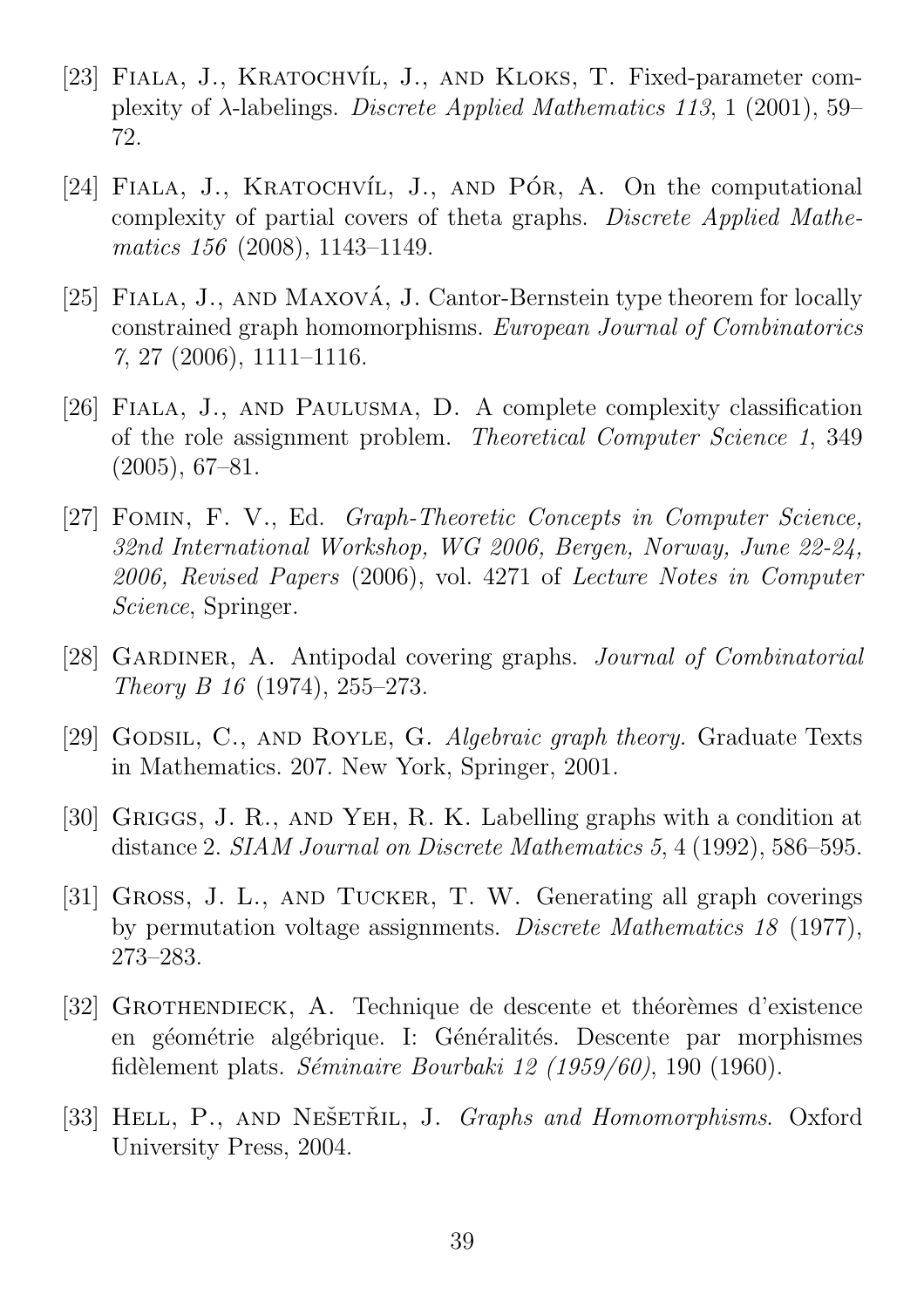[23] Fiala, J., Kratochvíl, J., and Kloks, T. Fixed-parameter complexity of $\lambda$-labelings. *Discrete Applied Mathematics 113*, 1 (2001), 59–72.

[24] Fiala, J., Kratochvíl, J., and Pór, A. On the computational complexity of partial covers of theta graphs. *Discrete Applied Mathematics 156* (2008), 1143–1149.

[25] Fiala, J., and Maxová, J. Cantor-Bernstein type theorem for locally constrained graph homomorphisms. *European Journal of Combinatorics 7*, 27 (2006), 1111–1116.

[26] Fiala, J., and Paulusma, D. A complete complexity classification of the role assignment problem. *Theoretical Computer Science 1*, 349 (2005), 67–81.

[27] Fomin, F. V., Ed. *Graph-Theoretic Concepts in Computer Science, 32nd International Workshop, WG 2006, Bergen, Norway, June 22-24, 2006, Revised Papers* (2006), vol. 4271 of *Lecture Notes in Computer Science*, Springer.

[28] Gardiner, A. Antipodal covering graphs. *Journal of Combinatorial Theory B 16* (1974), 255–273.

[29] Godsil, C., and Royle, G. *Algebraic graph theory.* Graduate Texts in Mathematics. 207. New York, Springer, 2001.

[30] Griggs, J. R., and Yeh, R. K. Labelling graphs with a condition at distance 2. *SIAM Journal on Discrete Mathematics 5*, 4 (1992), 586–595.

[31] Gross, J. L., and Tucker, T. W. Generating all graph coverings by permutation voltage assignments. *Discrete Mathematics 18* (1977), 273–283.

[32] Grothendieck, A. Technique de descente et théorèmes d'existence en géométrie algébrique. I: Généralités. Descente par morphismes fidèlement plats. *Séminaire Bourbaki 12 (1959/60)*, 190 (1960).

[33] Hell, P., and Nešetřil, J. *Graphs and Homomorphisms.* Oxford University Press, 2004.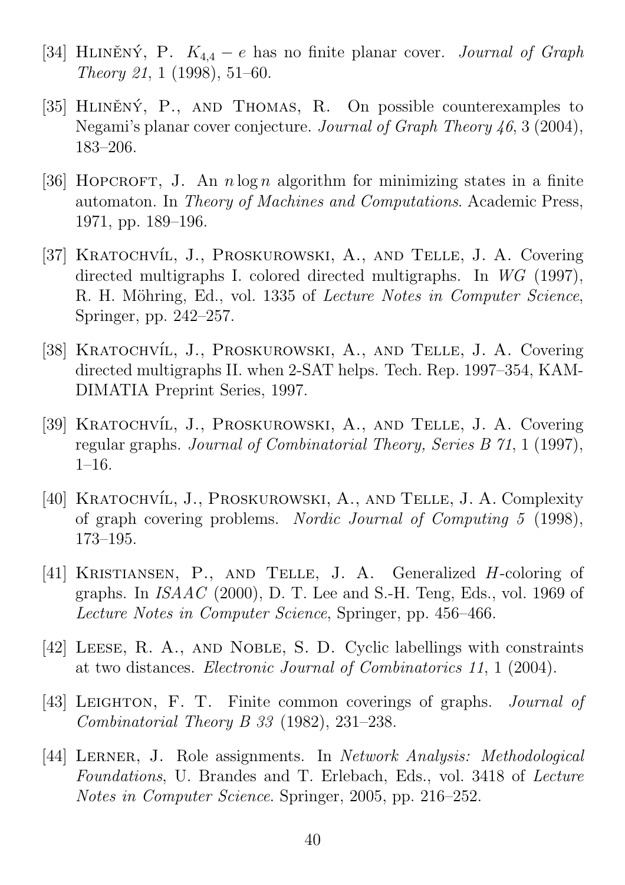[34] Hliněný, P. $K_{4,4} - e$ has no finite planar cover. *Journal of Graph Theory 21*, 1 (1998), 51–60.

[35] Hliněný, P., and Thomas, R. On possible counterexamples to Negami's planar cover conjecture. *Journal of Graph Theory 46*, 3 (2004), 183–206.

[36] Hopcroft, J. An $n \log n$ algorithm for minimizing states in a finite automaton. In *Theory of Machines and Computations*. Academic Press, 1971, pp. 189–196.

[37] Kratochvíl, J., Proskurowski, A., and Telle, J. A. Covering directed multigraphs I. colored directed multigraphs. In *WG* (1997), R. H. Möhring, Ed., vol. 1335 of *Lecture Notes in Computer Science*, Springer, pp. 242–257.

[38] Kratochvíl, J., Proskurowski, A., and Telle, J. A. Covering directed multigraphs II. when 2-SAT helps. Tech. Rep. 1997–354, KAM-DIMATIA Preprint Series, 1997.

[39] Kratochvíl, J., Proskurowski, A., and Telle, J. A. Covering regular graphs. *Journal of Combinatorial Theory, Series B 71*, 1 (1997), 1–16.

[40] Kratochvíl, J., Proskurowski, A., and Telle, J. A. Complexity of graph covering problems. *Nordic Journal of Computing 5* (1998), 173–195.

[41] Kristiansen, P., and Telle, J. A. Generalized $H$-coloring of graphs. In *ISAAC* (2000), D. T. Lee and S.-H. Teng, Eds., vol. 1969 of *Lecture Notes in Computer Science*, Springer, pp. 456–466.

[42] Leese, R. A., and Noble, S. D. Cyclic labellings with constraints at two distances. *Electronic Journal of Combinatorics 11*, 1 (2004).

[43] Leighton, F. T. Finite common coverings of graphs. *Journal of Combinatorial Theory B 33* (1982), 231–238.

[44] Lerner, J. Role assignments. In *Network Analysis: Methodological Foundations*, U. Brandes and T. Erlebach, Eds., vol. 3418 of *Lecture Notes in Computer Science*. Springer, 2005, pp. 216–252.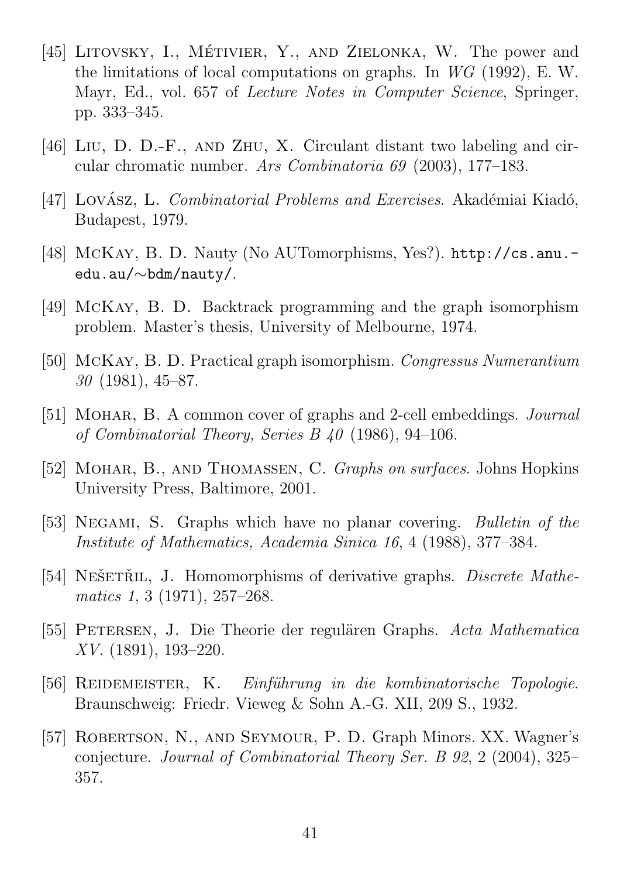[45] Litovsky, I., Métivier, Y., and Zielonka, W. The power and the limitations of local computations on graphs. In *WG* (1992), E. W. Mayr, Ed., vol. 657 of *Lecture Notes in Computer Science*, Springer, pp. 333–345.

[46] Liu, D. D.-F., and Zhu, X. Circulant distant two labeling and circular chromatic number. *Ars Combinatoria 69* (2003), 177–183.

[47] Lovász, L. *Combinatorial Problems and Exercises*. Akadémiai Kiadó, Budapest, 1979.

[48] McKay, B. D. Nauty (No AUTomorphisms, Yes?). `http://cs.anu.edu.au/~bdm/nauty/`.

[49] McKay, B. D. Backtrack programming and the graph isomorphism problem. Master's thesis, University of Melbourne, 1974.

[50] McKay, B. D. Practical graph isomorphism. *Congressus Numerantium 30* (1981), 45–87.

[51] Mohar, B. A common cover of graphs and 2-cell embeddings. *Journal of Combinatorial Theory, Series B 40* (1986), 94–106.

[52] Mohar, B., and Thomassen, C. *Graphs on surfaces*. Johns Hopkins University Press, Baltimore, 2001.

[53] Negami, S. Graphs which have no planar covering. *Bulletin of the Institute of Mathematics, Academia Sinica 16*, 4 (1988), 377–384.

[54] Nešetřil, J. Homomorphisms of derivative graphs. *Discrete Mathematics 1*, 3 (1971), 257–268.

[55] Petersen, J. Die Theorie der regulären Graphs. *Acta Mathematica XV.* (1891), 193–220.

[56] Reidemeister, K. *Einführung in die kombinatorische Topologie*. Braunschweig: Friedr. Vieweg & Sohn A.-G. XII, 209 S., 1932.

[57] Robertson, N., and Seymour, P. D. Graph Minors. XX. Wagner's conjecture. *Journal of Combinatorial Theory Ser. B 92*, 2 (2004), 325–357.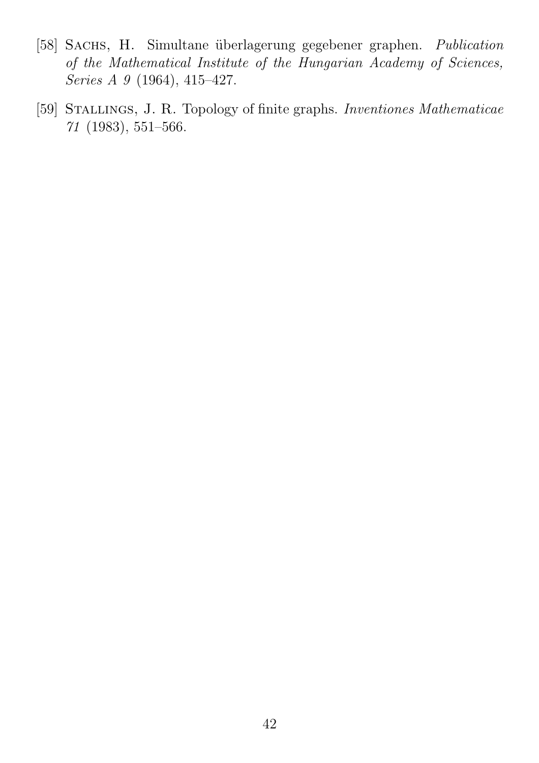[58] Sachs, H. Simultane überlagerung gegebener graphen. *Publication of the Mathematical Institute of the Hungarian Academy of Sciences, Series A 9* (1964), 415–427.

[59] Stallings, J. R. Topology of finite graphs. *Inventiones Mathematicae 71* (1983), 551–566.